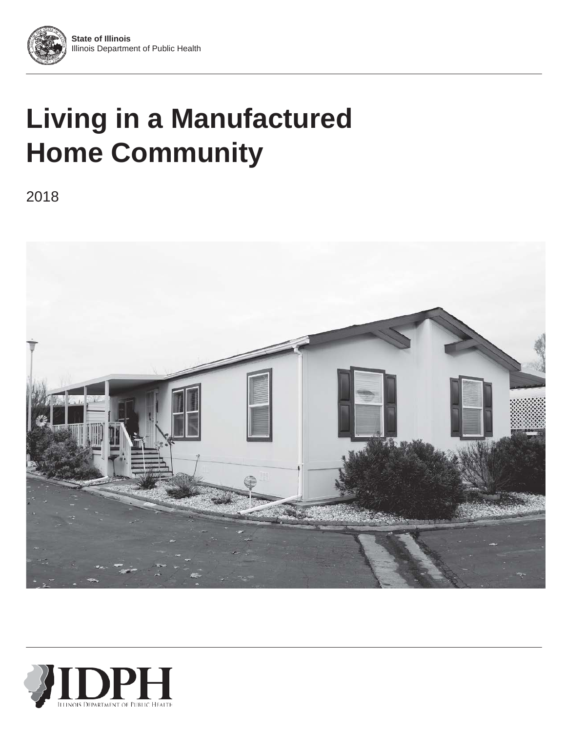**State of Illinois**
Illinois Department of Public Health

# Living in a Manufactured Home Community

2018

IDPH
Illinois Department of Public Health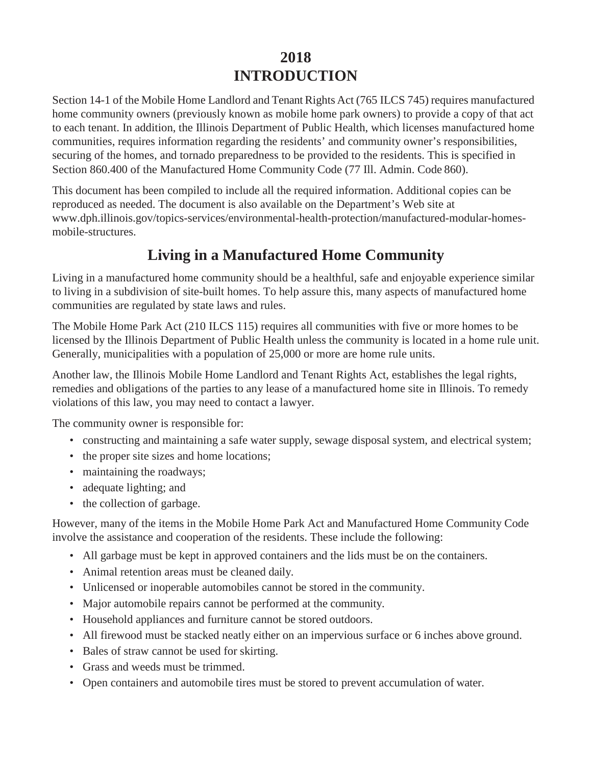# 2018
# INTRODUCTION

Section 14-1 of the Mobile Home Landlord and Tenant Rights Act (765 ILCS 745) requires manufactured home community owners (previously known as mobile home park owners) to provide a copy of that act to each tenant. In addition, the Illinois Department of Public Health, which licenses manufactured home communities, requires information regarding the residents' and community owner's responsibilities, securing of the homes, and tornado preparedness to be provided to the residents. This is specified in Section 860.400 of the Manufactured Home Community Code (77 Ill. Admin. Code 860).

This document has been compiled to include all the required information. Additional copies can be reproduced as needed. The document is also available on the Department's Web site at www.dph.illinois.gov/topics-services/environmental-health-protection/manufactured-modular-homes-mobile-structures.

## Living in a Manufactured Home Community

Living in a manufactured home community should be a healthful, safe and enjoyable experience similar to living in a subdivision of site-built homes. To help assure this, many aspects of manufactured home communities are regulated by state laws and rules.

The Mobile Home Park Act (210 ILCS 115) requires all communities with five or more homes to be licensed by the Illinois Department of Public Health unless the community is located in a home rule unit. Generally, municipalities with a population of 25,000 or more are home rule units.

Another law, the Illinois Mobile Home Landlord and Tenant Rights Act, establishes the legal rights, remedies and obligations of the parties to any lease of a manufactured home site in Illinois. To remedy violations of this law, you may need to contact a lawyer.

The community owner is responsible for:

- constructing and maintaining a safe water supply, sewage disposal system, and electrical system;
- the proper site sizes and home locations;
- maintaining the roadways;
- adequate lighting; and
- the collection of garbage.

However, many of the items in the Mobile Home Park Act and Manufactured Home Community Code involve the assistance and cooperation of the residents. These include the following:

- All garbage must be kept in approved containers and the lids must be on the containers.
- Animal retention areas must be cleaned daily.
- Unlicensed or inoperable automobiles cannot be stored in the community.
- Major automobile repairs cannot be performed at the community.
- Household appliances and furniture cannot be stored outdoors.
- All firewood must be stacked neatly either on an impervious surface or 6 inches above ground.
- Bales of straw cannot be used for skirting.
- Grass and weeds must be trimmed.
- Open containers and automobile tires must be stored to prevent accumulation of water.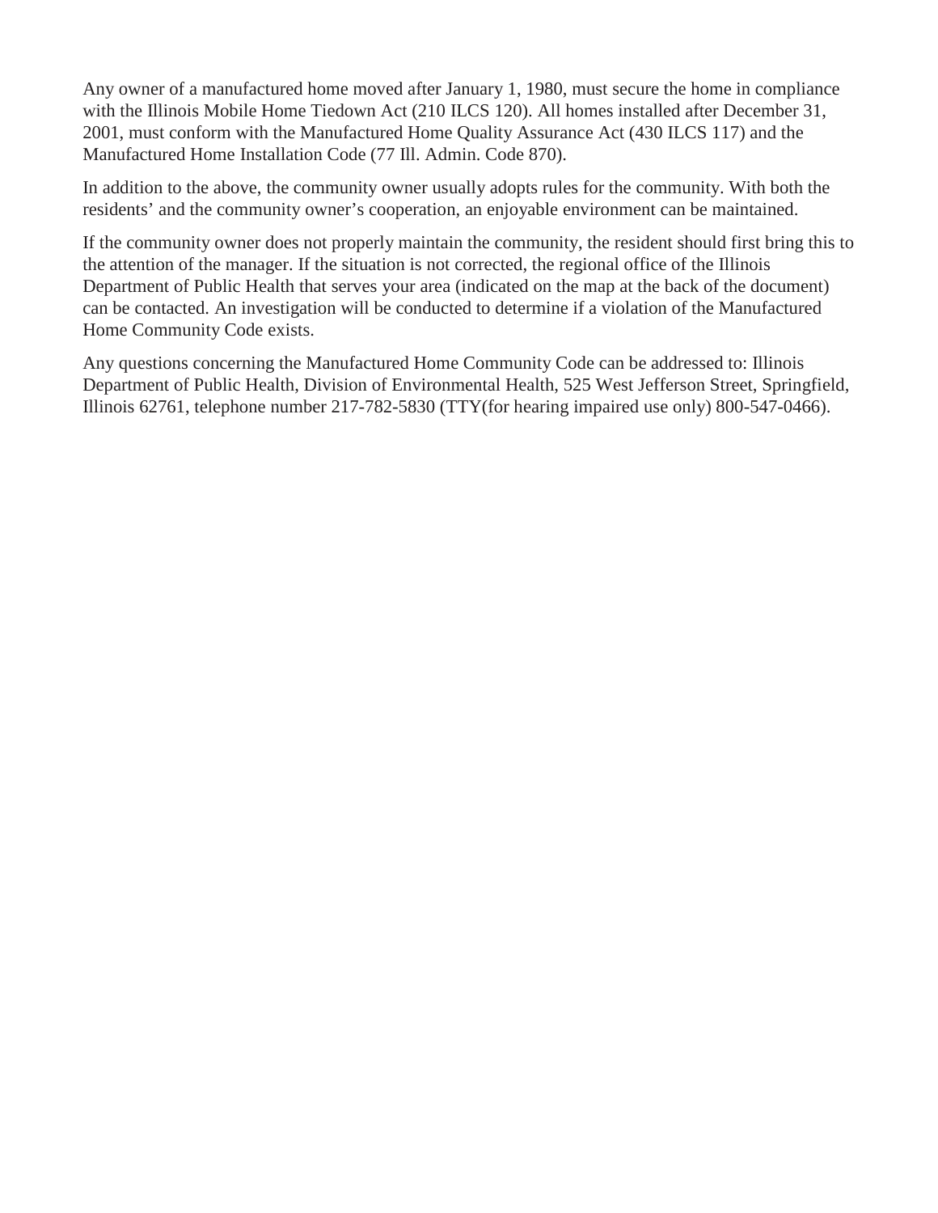Any owner of a manufactured home moved after January 1, 1980, must secure the home in compliance with the Illinois Mobile Home Tiedown Act (210 ILCS 120). All homes installed after December 31, 2001, must conform with the Manufactured Home Quality Assurance Act (430 ILCS 117) and the Manufactured Home Installation Code (77 Ill. Admin. Code 870).

In addition to the above, the community owner usually adopts rules for the community. With both the residents' and the community owner's cooperation, an enjoyable environment can be maintained.

If the community owner does not properly maintain the community, the resident should first bring this to the attention of the manager. If the situation is not corrected, the regional office of the Illinois Department of Public Health that serves your area (indicated on the map at the back of the document) can be contacted. An investigation will be conducted to determine if a violation of the Manufactured Home Community Code exists.

Any questions concerning the Manufactured Home Community Code can be addressed to: Illinois Department of Public Health, Division of Environmental Health, 525 West Jefferson Street, Springfield, Illinois 62761, telephone number 217-782-5830 (TTY(for hearing impaired use only) 800-547-0466).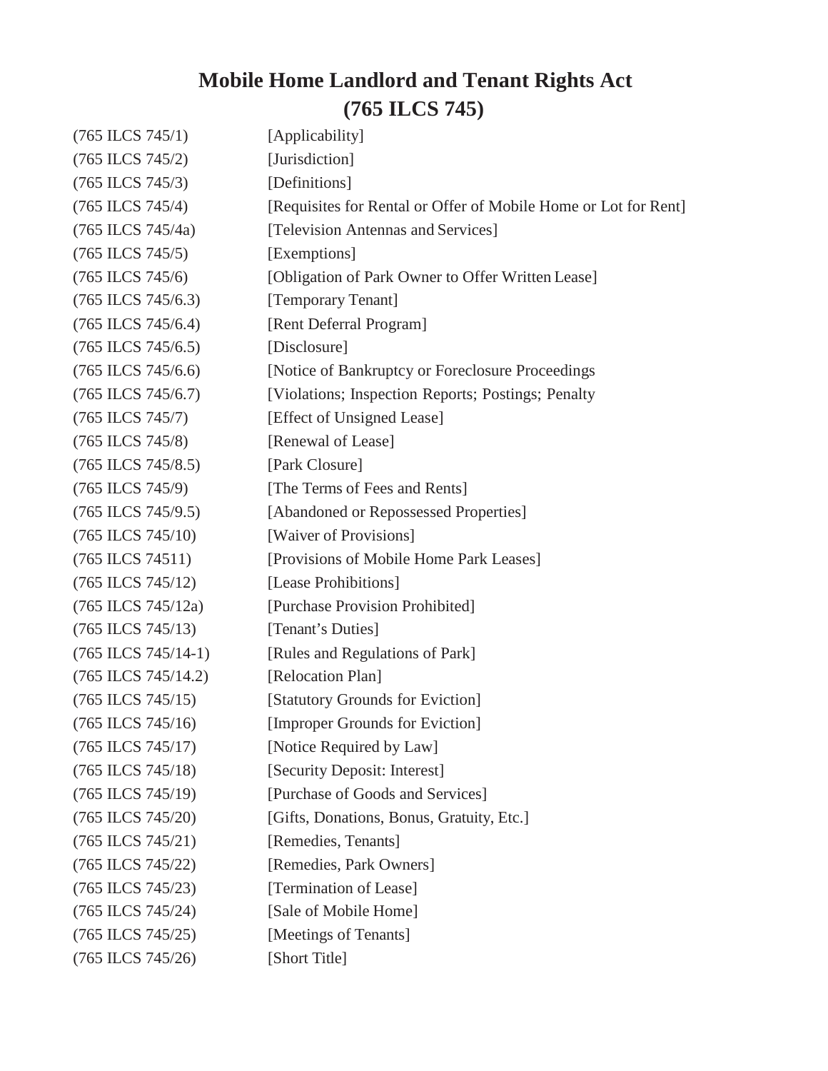# Mobile Home Landlord and Tenant Rights Act
# (765 ILCS 745)

| | |
|---|---|
| (765 ILCS 745/1) | [Applicability] |
| (765 ILCS 745/2) | [Jurisdiction] |
| (765 ILCS 745/3) | [Definitions] |
| (765 ILCS 745/4) | [Requisites for Rental or Offer of Mobile Home or Lot for Rent] |
| (765 ILCS 745/4a) | [Television Antennas and Services] |
| (765 ILCS 745/5) | [Exemptions] |
| (765 ILCS 745/6) | [Obligation of Park Owner to Offer Written Lease] |
| (765 ILCS 745/6.3) | [Temporary Tenant] |
| (765 ILCS 745/6.4) | [Rent Deferral Program] |
| (765 ILCS 745/6.5) | [Disclosure] |
| (765 ILCS 745/6.6) | [Notice of Bankruptcy or Foreclosure Proceedings |
| (765 ILCS 745/6.7) | [Violations; Inspection Reports; Postings; Penalty |
| (765 ILCS 745/7) | [Effect of Unsigned Lease] |
| (765 ILCS 745/8) | [Renewal of Lease] |
| (765 ILCS 745/8.5) | [Park Closure] |
| (765 ILCS 745/9) | [The Terms of Fees and Rents] |
| (765 ILCS 745/9.5) | [Abandoned or Repossessed Properties] |
| (765 ILCS 745/10) | [Waiver of Provisions] |
| (765 ILCS 74511) | [Provisions of Mobile Home Park Leases] |
| (765 ILCS 745/12) | [Lease Prohibitions] |
| (765 ILCS 745/12a) | [Purchase Provision Prohibited] |
| (765 ILCS 745/13) | [Tenant's Duties] |
| (765 ILCS 745/14-1) | [Rules and Regulations of Park] |
| (765 ILCS 745/14.2) | [Relocation Plan] |
| (765 ILCS 745/15) | [Statutory Grounds for Eviction] |
| (765 ILCS 745/16) | [Improper Grounds for Eviction] |
| (765 ILCS 745/17) | [Notice Required by Law] |
| (765 ILCS 745/18) | [Security Deposit: Interest] |
| (765 ILCS 745/19) | [Purchase of Goods and Services] |
| (765 ILCS 745/20) | [Gifts, Donations, Bonus, Gratuity, Etc.] |
| (765 ILCS 745/21) | [Remedies, Tenants] |
| (765 ILCS 745/22) | [Remedies, Park Owners] |
| (765 ILCS 745/23) | [Termination of Lease] |
| (765 ILCS 745/24) | [Sale of Mobile Home] |
| (765 ILCS 745/25) | [Meetings of Tenants] |
| (765 ILCS 745/26) | [Short Title] |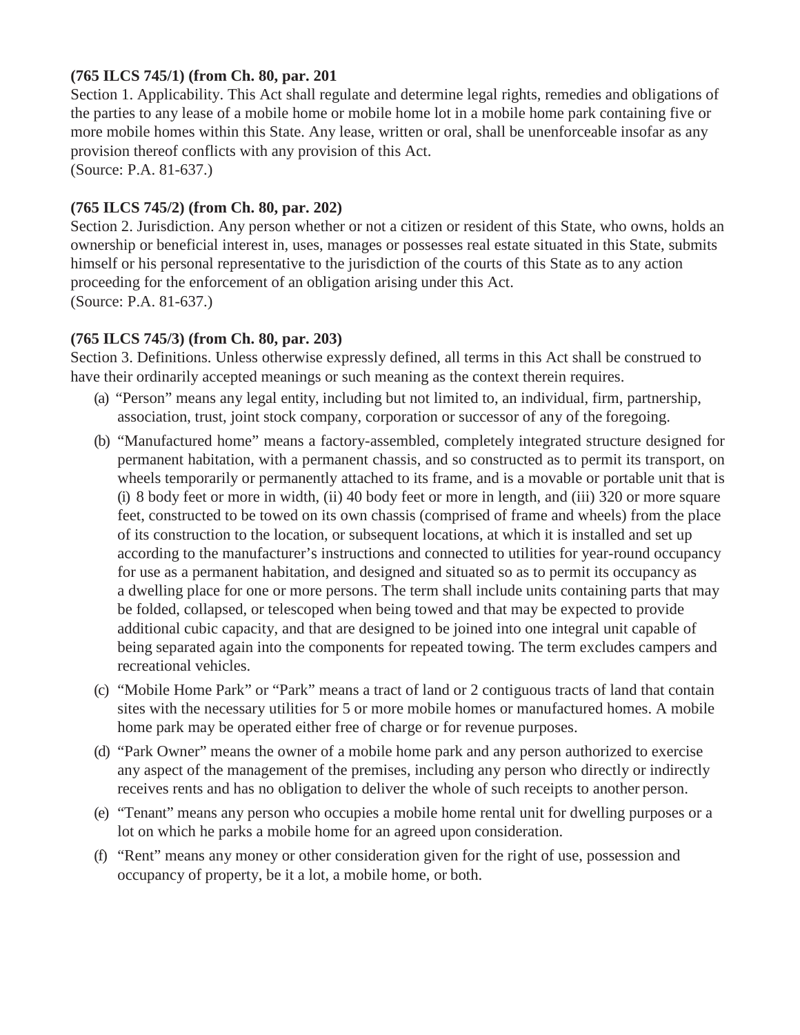**(765 ILCS 745/1) (from Ch. 80, par. 201**

Section 1. Applicability. This Act shall regulate and determine legal rights, remedies and obligations of the parties to any lease of a mobile home or mobile home lot in a mobile home park containing five or more mobile homes within this State. Any lease, written or oral, shall be unenforceable insofar as any provision thereof conflicts with any provision of this Act.
(Source: P.A. 81-637.)

**(765 ILCS 745/2) (from Ch. 80, par. 202)**

Section 2. Jurisdiction. Any person whether or not a citizen or resident of this State, who owns, holds an ownership or beneficial interest in, uses, manages or possesses real estate situated in this State, submits himself or his personal representative to the jurisdiction of the courts of this State as to any action proceeding for the enforcement of an obligation arising under this Act.
(Source: P.A. 81-637.)

**(765 ILCS 745/3) (from Ch. 80, par. 203)**

Section 3. Definitions. Unless otherwise expressly defined, all terms in this Act shall be construed to have their ordinarily accepted meanings or such meaning as the context therein requires.

(a) "Person" means any legal entity, including but not limited to, an individual, firm, partnership, association, trust, joint stock company, corporation or successor of any of the foregoing.

(b) "Manufactured home" means a factory-assembled, completely integrated structure designed for permanent habitation, with a permanent chassis, and so constructed as to permit its transport, on wheels temporarily or permanently attached to its frame, and is a movable or portable unit that is (i) 8 body feet or more in width, (ii) 40 body feet or more in length, and (iii) 320 or more square feet, constructed to be towed on its own chassis (comprised of frame and wheels) from the place of its construction to the location, or subsequent locations, at which it is installed and set up according to the manufacturer's instructions and connected to utilities for year-round occupancy for use as a permanent habitation, and designed and situated so as to permit its occupancy as a dwelling place for one or more persons. The term shall include units containing parts that may be folded, collapsed, or telescoped when being towed and that may be expected to provide additional cubic capacity, and that are designed to be joined into one integral unit capable of being separated again into the components for repeated towing. The term excludes campers and recreational vehicles.

(c) "Mobile Home Park" or "Park" means a tract of land or 2 contiguous tracts of land that contain sites with the necessary utilities for 5 or more mobile homes or manufactured homes. A mobile home park may be operated either free of charge or for revenue purposes.

(d) "Park Owner" means the owner of a mobile home park and any person authorized to exercise any aspect of the management of the premises, including any person who directly or indirectly receives rents and has no obligation to deliver the whole of such receipts to another person.

(e) "Tenant" means any person who occupies a mobile home rental unit for dwelling purposes or a lot on which he parks a mobile home for an agreed upon consideration.

(f) "Rent" means any money or other consideration given for the right of use, possession and occupancy of property, be it a lot, a mobile home, or both.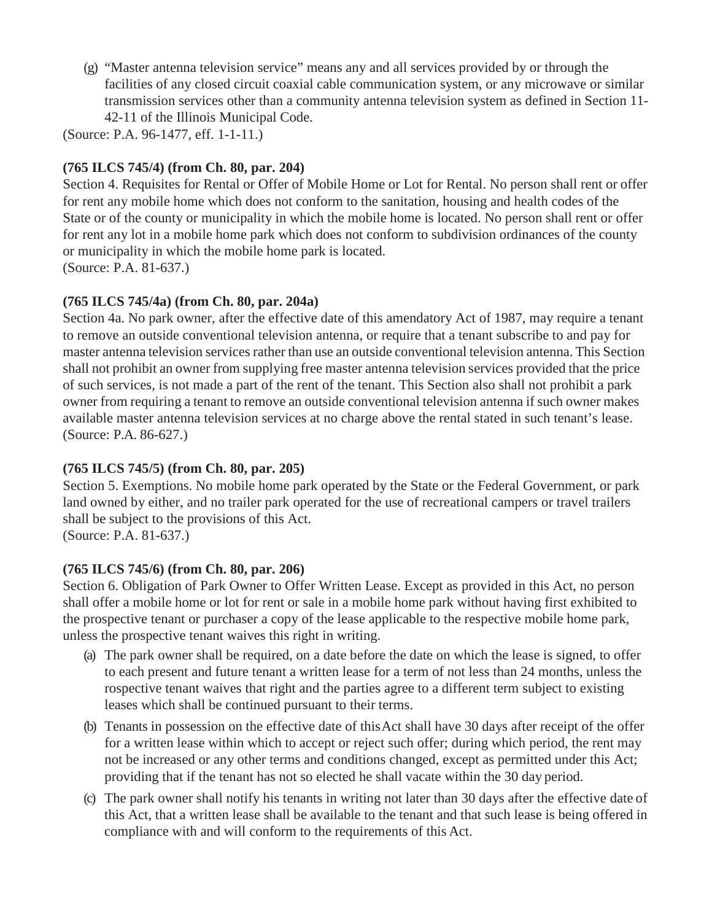(g) "Master antenna television service" means any and all services provided by or through the facilities of any closed circuit coaxial cable communication system, or any microwave or similar transmission services other than a community antenna television system as defined in Section 11-42-11 of the Illinois Municipal Code.

(Source: P.A. 96-1477, eff. 1-1-11.)

**(765 ILCS 745/4) (from Ch. 80, par. 204)**

Section 4. Requisites for Rental or Offer of Mobile Home or Lot for Rental. No person shall rent or offer for rent any mobile home which does not conform to the sanitation, housing and health codes of the State or of the county or municipality in which the mobile home is located. No person shall rent or offer for rent any lot in a mobile home park which does not conform to subdivision ordinances of the county or municipality in which the mobile home park is located.

(Source: P.A. 81-637.)

**(765 ILCS 745/4a) (from Ch. 80, par. 204a)**

Section 4a. No park owner, after the effective date of this amendatory Act of 1987, may require a tenant to remove an outside conventional television antenna, or require that a tenant subscribe to and pay for master antenna television services rather than use an outside conventional television antenna. This Section shall not prohibit an owner from supplying free master antenna television services provided that the price of such services, is not made a part of the rent of the tenant. This Section also shall not prohibit a park owner from requiring a tenant to remove an outside conventional television antenna if such owner makes available master antenna television services at no charge above the rental stated in such tenant's lease.

(Source: P.A. 86-627.)

**(765 ILCS 745/5) (from Ch. 80, par. 205)**

Section 5. Exemptions. No mobile home park operated by the State or the Federal Government, or park land owned by either, and no trailer park operated for the use of recreational campers or travel trailers shall be subject to the provisions of this Act.

(Source: P.A. 81-637.)

**(765 ILCS 745/6) (from Ch. 80, par. 206)**

Section 6. Obligation of Park Owner to Offer Written Lease. Except as provided in this Act, no person shall offer a mobile home or lot for rent or sale in a mobile home park without having first exhibited to the prospective tenant or purchaser a copy of the lease applicable to the respective mobile home park, unless the prospective tenant waives this right in writing.

(a) The park owner shall be required, on a date before the date on which the lease is signed, to offer to each present and future tenant a written lease for a term of not less than 24 months, unless the rospective tenant waives that right and the parties agree to a different term subject to existing leases which shall be continued pursuant to their terms.

(b) Tenants in possession on the effective date of this Act shall have 30 days after receipt of the offer for a written lease within which to accept or reject such offer; during which period, the rent may not be increased or any other terms and conditions changed, except as permitted under this Act; providing that if the tenant has not so elected he shall vacate within the 30 day period.

(c) The park owner shall notify his tenants in writing not later than 30 days after the effective date of this Act, that a written lease shall be available to the tenant and that such lease is being offered in compliance with and will conform to the requirements of this Act.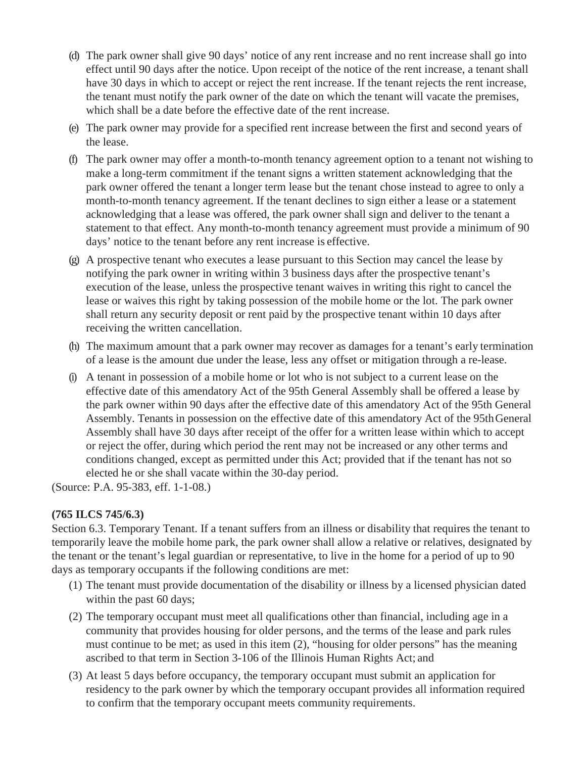(d) The park owner shall give 90 days' notice of any rent increase and no rent increase shall go into effect until 90 days after the notice. Upon receipt of the notice of the rent increase, a tenant shall have 30 days in which to accept or reject the rent increase. If the tenant rejects the rent increase, the tenant must notify the park owner of the date on which the tenant will vacate the premises, which shall be a date before the effective date of the rent increase.

(e) The park owner may provide for a specified rent increase between the first and second years of the lease.

(f) The park owner may offer a month-to-month tenancy agreement option to a tenant not wishing to make a long-term commitment if the tenant signs a written statement acknowledging that the park owner offered the tenant a longer term lease but the tenant chose instead to agree to only a month-to-month tenancy agreement. If the tenant declines to sign either a lease or a statement acknowledging that a lease was offered, the park owner shall sign and deliver to the tenant a statement to that effect. Any month-to-month tenancy agreement must provide a minimum of 90 days' notice to the tenant before any rent increase is effective.

(g) A prospective tenant who executes a lease pursuant to this Section may cancel the lease by notifying the park owner in writing within 3 business days after the prospective tenant's execution of the lease, unless the prospective tenant waives in writing this right to cancel the lease or waives this right by taking possession of the mobile home or the lot. The park owner shall return any security deposit or rent paid by the prospective tenant within 10 days after receiving the written cancellation.

(h) The maximum amount that a park owner may recover as damages for a tenant's early termination of a lease is the amount due under the lease, less any offset or mitigation through a re-lease.

(i) A tenant in possession of a mobile home or lot who is not subject to a current lease on the effective date of this amendatory Act of the 95th General Assembly shall be offered a lease by the park owner within 90 days after the effective date of this amendatory Act of the 95th General Assembly. Tenants in possession on the effective date of this amendatory Act of the 95th General Assembly shall have 30 days after receipt of the offer for a written lease within which to accept or reject the offer, during which period the rent may not be increased or any other terms and conditions changed, except as permitted under this Act; provided that if the tenant has not so elected he or she shall vacate within the 30-day period.

(Source: P.A. 95-383, eff. 1-1-08.)

**(765 ILCS 745/6.3)**

Section 6.3. Temporary Tenant. If a tenant suffers from an illness or disability that requires the tenant to temporarily leave the mobile home park, the park owner shall allow a relative or relatives, designated by the tenant or the tenant's legal guardian or representative, to live in the home for a period of up to 90 days as temporary occupants if the following conditions are met:

(1) The tenant must provide documentation of the disability or illness by a licensed physician dated within the past 60 days;

(2) The temporary occupant must meet all qualifications other than financial, including age in a community that provides housing for older persons, and the terms of the lease and park rules must continue to be met; as used in this item (2), "housing for older persons" has the meaning ascribed to that term in Section 3-106 of the Illinois Human Rights Act; and

(3) At least 5 days before occupancy, the temporary occupant must submit an application for residency to the park owner by which the temporary occupant provides all information required to confirm that the temporary occupant meets community requirements.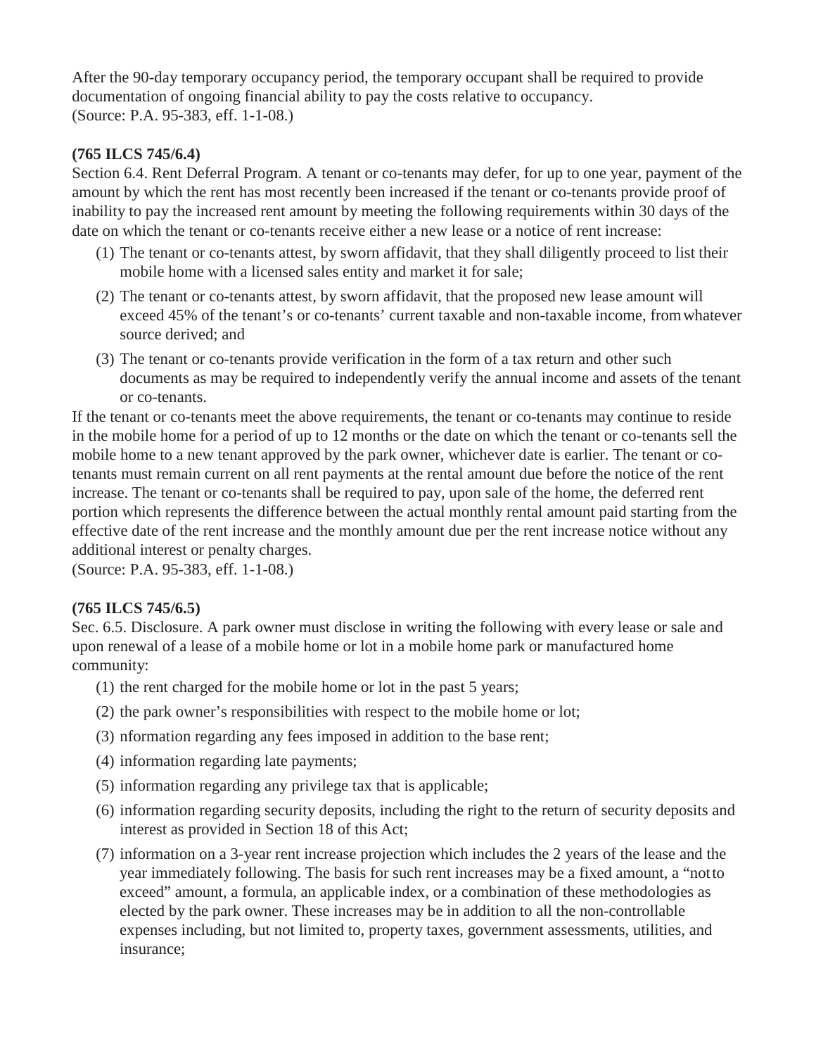After the 90-day temporary occupancy period, the temporary occupant shall be required to provide documentation of ongoing financial ability to pay the costs relative to occupancy.
(Source: P.A. 95-383, eff. 1-1-08.)

**(765 ILCS 745/6.4)**

Section 6.4. Rent Deferral Program. A tenant or co-tenants may defer, for up to one year, payment of the amount by which the rent has most recently been increased if the tenant or co-tenants provide proof of inability to pay the increased rent amount by meeting the following requirements within 30 days of the date on which the tenant or co-tenants receive either a new lease or a notice of rent increase:

(1) The tenant or co-tenants attest, by sworn affidavit, that they shall diligently proceed to list their mobile home with a licensed sales entity and market it for sale;

(2) The tenant or co-tenants attest, by sworn affidavit, that the proposed new lease amount will exceed 45% of the tenant's or co-tenants' current taxable and non-taxable income, from whatever source derived; and

(3) The tenant or co-tenants provide verification in the form of a tax return and other such documents as may be required to independently verify the annual income and assets of the tenant or co-tenants.

If the tenant or co-tenants meet the above requirements, the tenant or co-tenants may continue to reside in the mobile home for a period of up to 12 months or the date on which the tenant or co-tenants sell the mobile home to a new tenant approved by the park owner, whichever date is earlier. The tenant or co-tenants must remain current on all rent payments at the rental amount due before the notice of the rent increase. The tenant or co-tenants shall be required to pay, upon sale of the home, the deferred rent portion which represents the difference between the actual monthly rental amount paid starting from the effective date of the rent increase and the monthly amount due per the rent increase notice without any additional interest or penalty charges.
(Source: P.A. 95-383, eff. 1-1-08.)

**(765 ILCS 745/6.5)**

Sec. 6.5. Disclosure. A park owner must disclose in writing the following with every lease or sale and upon renewal of a lease of a mobile home or lot in a mobile home park or manufactured home community:

(1) the rent charged for the mobile home or lot in the past 5 years;

(2) the park owner's responsibilities with respect to the mobile home or lot;

(3) nformation regarding any fees imposed in addition to the base rent;

(4) information regarding late payments;

(5) information regarding any privilege tax that is applicable;

(6) information regarding security deposits, including the right to the return of security deposits and interest as provided in Section 18 of this Act;

(7) information on a 3-year rent increase projection which includes the 2 years of the lease and the year immediately following. The basis for such rent increases may be a fixed amount, a "not to exceed" amount, a formula, an applicable index, or a combination of these methodologies as elected by the park owner. These increases may be in addition to all the non-controllable expenses including, but not limited to, property taxes, government assessments, utilities, and insurance;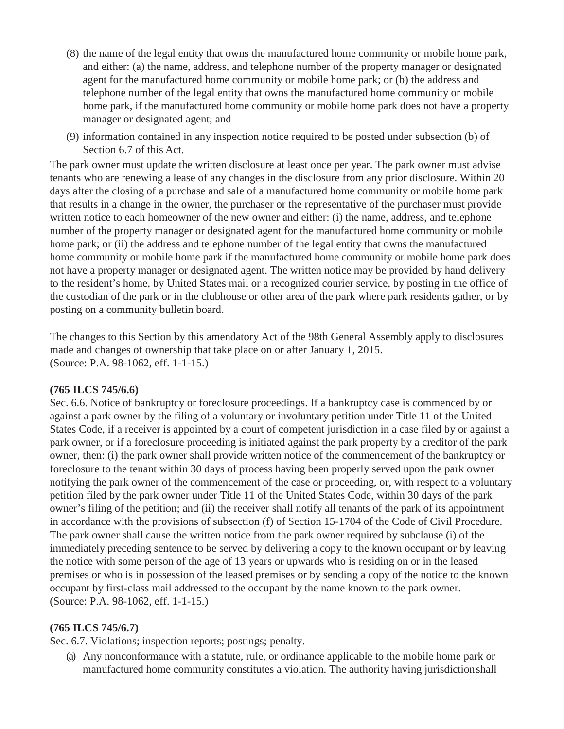(8) the name of the legal entity that owns the manufactured home community or mobile home park, and either: (a) the name, address, and telephone number of the property manager or designated agent for the manufactured home community or mobile home park; or (b) the address and telephone number of the legal entity that owns the manufactured home community or mobile home park, if the manufactured home community or mobile home park does not have a property manager or designated agent; and

(9) information contained in any inspection notice required to be posted under subsection (b) of Section 6.7 of this Act.

The park owner must update the written disclosure at least once per year. The park owner must advise tenants who are renewing a lease of any changes in the disclosure from any prior disclosure. Within 20 days after the closing of a purchase and sale of a manufactured home community or mobile home park that results in a change in the owner, the purchaser or the representative of the purchaser must provide written notice to each homeowner of the new owner and either: (i) the name, address, and telephone number of the property manager or designated agent for the manufactured home community or mobile home park; or (ii) the address and telephone number of the legal entity that owns the manufactured home community or mobile home park if the manufactured home community or mobile home park does not have a property manager or designated agent. The written notice may be provided by hand delivery to the resident's home, by United States mail or a recognized courier service, by posting in the office of the custodian of the park or in the clubhouse or other area of the park where park residents gather, or by posting on a community bulletin board.

The changes to this Section by this amendatory Act of the 98th General Assembly apply to disclosures made and changes of ownership that take place on or after January 1, 2015.
(Source: P.A. 98-1062, eff. 1-1-15.)

**(765 ILCS 745/6.6)**
Sec. 6.6. Notice of bankruptcy or foreclosure proceedings. If a bankruptcy case is commenced by or against a park owner by the filing of a voluntary or involuntary petition under Title 11 of the United States Code, if a receiver is appointed by a court of competent jurisdiction in a case filed by or against a park owner, or if a foreclosure proceeding is initiated against the park property by a creditor of the park owner, then: (i) the park owner shall provide written notice of the commencement of the bankruptcy or foreclosure to the tenant within 30 days of process having been properly served upon the park owner notifying the park owner of the commencement of the case or proceeding, or, with respect to a voluntary petition filed by the park owner under Title 11 of the United States Code, within 30 days of the park owner's filing of the petition; and (ii) the receiver shall notify all tenants of the park of its appointment in accordance with the provisions of subsection (f) of Section 15-1704 of the Code of Civil Procedure. The park owner shall cause the written notice from the park owner required by subclause (i) of the immediately preceding sentence to be served by delivering a copy to the known occupant or by leaving the notice with some person of the age of 13 years or upwards who is residing on or in the leased premises or who is in possession of the leased premises or by sending a copy of the notice to the known occupant by first-class mail addressed to the occupant by the name known to the park owner.
(Source: P.A. 98-1062, eff. 1-1-15.)

**(765 ILCS 745/6.7)**
Sec. 6.7. Violations; inspection reports; postings; penalty.

(a) Any nonconformance with a statute, rule, or ordinance applicable to the mobile home park or manufactured home community constitutes a violation. The authority having jurisdiction shall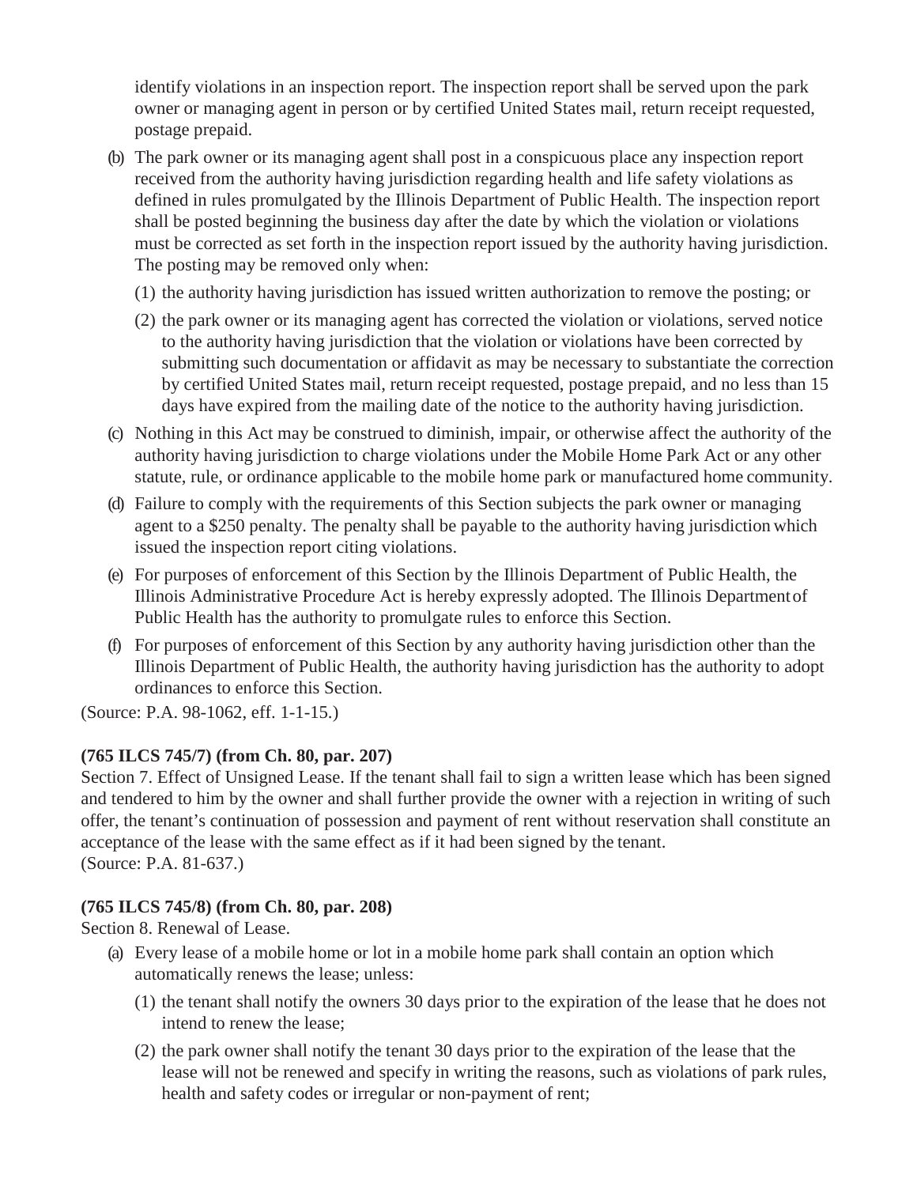identify violations in an inspection report. The inspection report shall be served upon the park owner or managing agent in person or by certified United States mail, return receipt requested, postage prepaid.

(b) The park owner or its managing agent shall post in a conspicuous place any inspection report received from the authority having jurisdiction regarding health and life safety violations as defined in rules promulgated by the Illinois Department of Public Health. The inspection report shall be posted beginning the business day after the date by which the violation or violations must be corrected as set forth in the inspection report issued by the authority having jurisdiction. The posting may be removed only when:

(1) the authority having jurisdiction has issued written authorization to remove the posting; or

(2) the park owner or its managing agent has corrected the violation or violations, served notice to the authority having jurisdiction that the violation or violations have been corrected by submitting such documentation or affidavit as may be necessary to substantiate the correction by certified United States mail, return receipt requested, postage prepaid, and no less than 15 days have expired from the mailing date of the notice to the authority having jurisdiction.

(c) Nothing in this Act may be construed to diminish, impair, or otherwise affect the authority of the authority having jurisdiction to charge violations under the Mobile Home Park Act or any other statute, rule, or ordinance applicable to the mobile home park or manufactured home community.

(d) Failure to comply with the requirements of this Section subjects the park owner or managing agent to a $250 penalty. The penalty shall be payable to the authority having jurisdiction which issued the inspection report citing violations.

(e) For purposes of enforcement of this Section by the Illinois Department of Public Health, the Illinois Administrative Procedure Act is hereby expressly adopted. The Illinois Department of Public Health has the authority to promulgate rules to enforce this Section.

(f) For purposes of enforcement of this Section by any authority having jurisdiction other than the Illinois Department of Public Health, the authority having jurisdiction has the authority to adopt ordinances to enforce this Section.

(Source: P.A. 98-1062, eff. 1-1-15.)

**(765 ILCS 745/7) (from Ch. 80, par. 207)**

Section 7. Effect of Unsigned Lease. If the tenant shall fail to sign a written lease which has been signed and tendered to him by the owner and shall further provide the owner with a rejection in writing of such offer, the tenant's continuation of possession and payment of rent without reservation shall constitute an acceptance of the lease with the same effect as if it had been signed by the tenant.
(Source: P.A. 81-637.)

**(765 ILCS 745/8) (from Ch. 80, par. 208)**

Section 8. Renewal of Lease.

(a) Every lease of a mobile home or lot in a mobile home park shall contain an option which automatically renews the lease; unless:

(1) the tenant shall notify the owners 30 days prior to the expiration of the lease that he does not intend to renew the lease;

(2) the park owner shall notify the tenant 30 days prior to the expiration of the lease that the lease will not be renewed and specify in writing the reasons, such as violations of park rules, health and safety codes or irregular or non-payment of rent;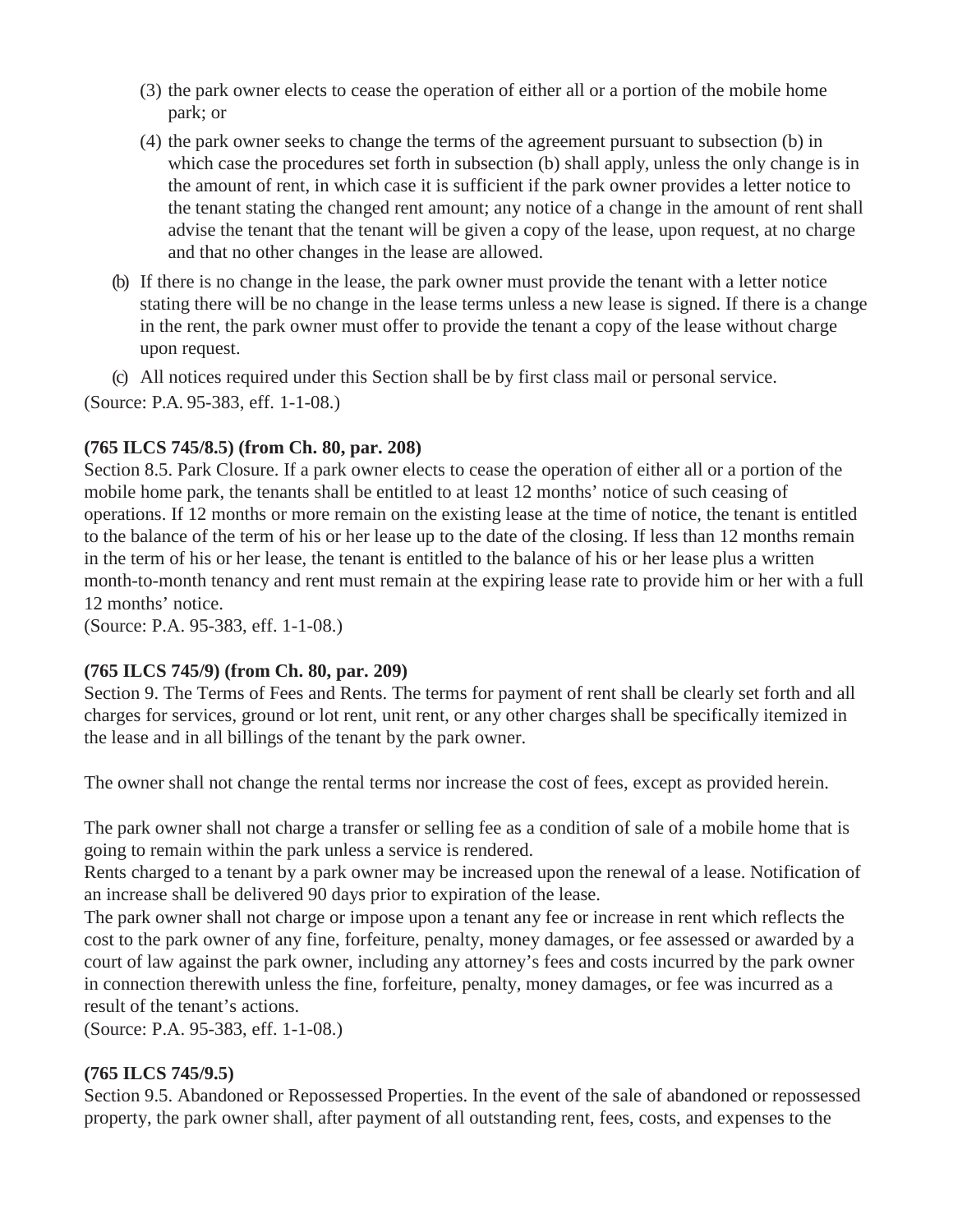(3) the park owner elects to cease the operation of either all or a portion of the mobile home park; or

(4) the park owner seeks to change the terms of the agreement pursuant to subsection (b) in which case the procedures set forth in subsection (b) shall apply, unless the only change is in the amount of rent, in which case it is sufficient if the park owner provides a letter notice to the tenant stating the changed rent amount; any notice of a change in the amount of rent shall advise the tenant that the tenant will be given a copy of the lease, upon request, at no charge and that no other changes in the lease are allowed.

(b) If there is no change in the lease, the park owner must provide the tenant with a letter notice stating there will be no change in the lease terms unless a new lease is signed. If there is a change in the rent, the park owner must offer to provide the tenant a copy of the lease without charge upon request.

(c) All notices required under this Section shall be by first class mail or personal service.

(Source: P.A. 95-383, eff. 1-1-08.)

**(765 ILCS 745/8.5) (from Ch. 80, par. 208)**

Section 8.5. Park Closure. If a park owner elects to cease the operation of either all or a portion of the mobile home park, the tenants shall be entitled to at least 12 months' notice of such ceasing of operations. If 12 months or more remain on the existing lease at the time of notice, the tenant is entitled to the balance of the term of his or her lease up to the date of the closing. If less than 12 months remain in the term of his or her lease, the tenant is entitled to the balance of his or her lease plus a written month-to-month tenancy and rent must remain at the expiring lease rate to provide him or her with a full 12 months' notice.

(Source: P.A. 95-383, eff. 1-1-08.)

**(765 ILCS 745/9) (from Ch. 80, par. 209)**

Section 9. The Terms of Fees and Rents. The terms for payment of rent shall be clearly set forth and all charges for services, ground or lot rent, unit rent, or any other charges shall be specifically itemized in the lease and in all billings of the tenant by the park owner.

The owner shall not change the rental terms nor increase the cost of fees, except as provided herein.

The park owner shall not charge a transfer or selling fee as a condition of sale of a mobile home that is going to remain within the park unless a service is rendered.

Rents charged to a tenant by a park owner may be increased upon the renewal of a lease. Notification of an increase shall be delivered 90 days prior to expiration of the lease.

The park owner shall not charge or impose upon a tenant any fee or increase in rent which reflects the cost to the park owner of any fine, forfeiture, penalty, money damages, or fee assessed or awarded by a court of law against the park owner, including any attorney's fees and costs incurred by the park owner in connection therewith unless the fine, forfeiture, penalty, money damages, or fee was incurred as a result of the tenant's actions.

(Source: P.A. 95-383, eff. 1-1-08.)

**(765 ILCS 745/9.5)**

Section 9.5. Abandoned or Repossessed Properties. In the event of the sale of abandoned or repossessed property, the park owner shall, after payment of all outstanding rent, fees, costs, and expenses to the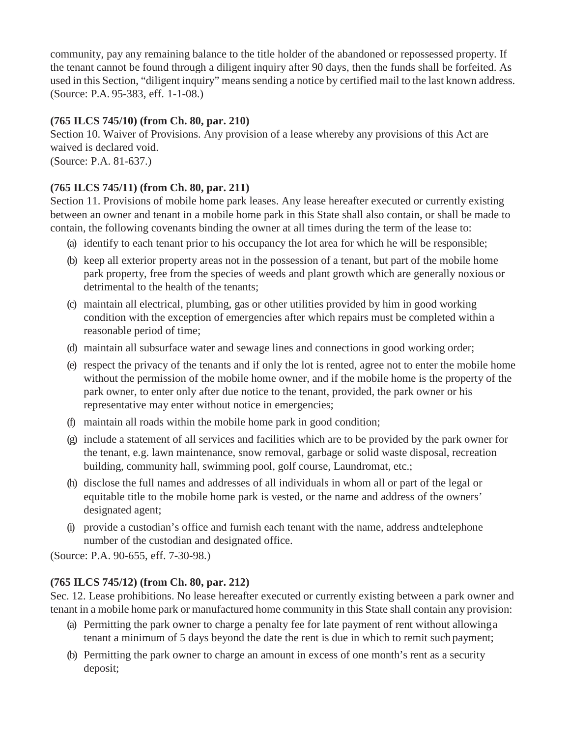community, pay any remaining balance to the title holder of the abandoned or repossessed property. If the tenant cannot be found through a diligent inquiry after 90 days, then the funds shall be forfeited. As used in this Section, "diligent inquiry" means sending a notice by certified mail to the last known address.
(Source: P.A. 95-383, eff. 1-1-08.)

**(765 ILCS 745/10) (from Ch. 80, par. 210)**

Section 10. Waiver of Provisions. Any provision of a lease whereby any provisions of this Act are waived is declared void.
(Source: P.A. 81-637.)

**(765 ILCS 745/11) (from Ch. 80, par. 211)**

Section 11. Provisions of mobile home park leases. Any lease hereafter executed or currently existing between an owner and tenant in a mobile home park in this State shall also contain, or shall be made to contain, the following covenants binding the owner at all times during the term of the lease to:

(a) identify to each tenant prior to his occupancy the lot area for which he will be responsible;

(b) keep all exterior property areas not in the possession of a tenant, but part of the mobile home park property, free from the species of weeds and plant growth which are generally noxious or detrimental to the health of the tenants;

(c) maintain all electrical, plumbing, gas or other utilities provided by him in good working condition with the exception of emergencies after which repairs must be completed within a reasonable period of time;

(d) maintain all subsurface water and sewage lines and connections in good working order;

(e) respect the privacy of the tenants and if only the lot is rented, agree not to enter the mobile home without the permission of the mobile home owner, and if the mobile home is the property of the park owner, to enter only after due notice to the tenant, provided, the park owner or his representative may enter without notice in emergencies;

(f) maintain all roads within the mobile home park in good condition;

(g) include a statement of all services and facilities which are to be provided by the park owner for the tenant, e.g. lawn maintenance, snow removal, garbage or solid waste disposal, recreation building, community hall, swimming pool, golf course, Laundromat, etc.;

(h) disclose the full names and addresses of all individuals in whom all or part of the legal or equitable title to the mobile home park is vested, or the name and address of the owners' designated agent;

(i) provide a custodian's office and furnish each tenant with the name, address and telephone number of the custodian and designated office.

(Source: P.A. 90-655, eff. 7-30-98.)

**(765 ILCS 745/12) (from Ch. 80, par. 212)**

Sec. 12. Lease prohibitions. No lease hereafter executed or currently existing between a park owner and tenant in a mobile home park or manufactured home community in this State shall contain any provision:

(a) Permitting the park owner to charge a penalty fee for late payment of rent without allowing a tenant a minimum of 5 days beyond the date the rent is due in which to remit such payment;

(b) Permitting the park owner to charge an amount in excess of one month's rent as a security deposit;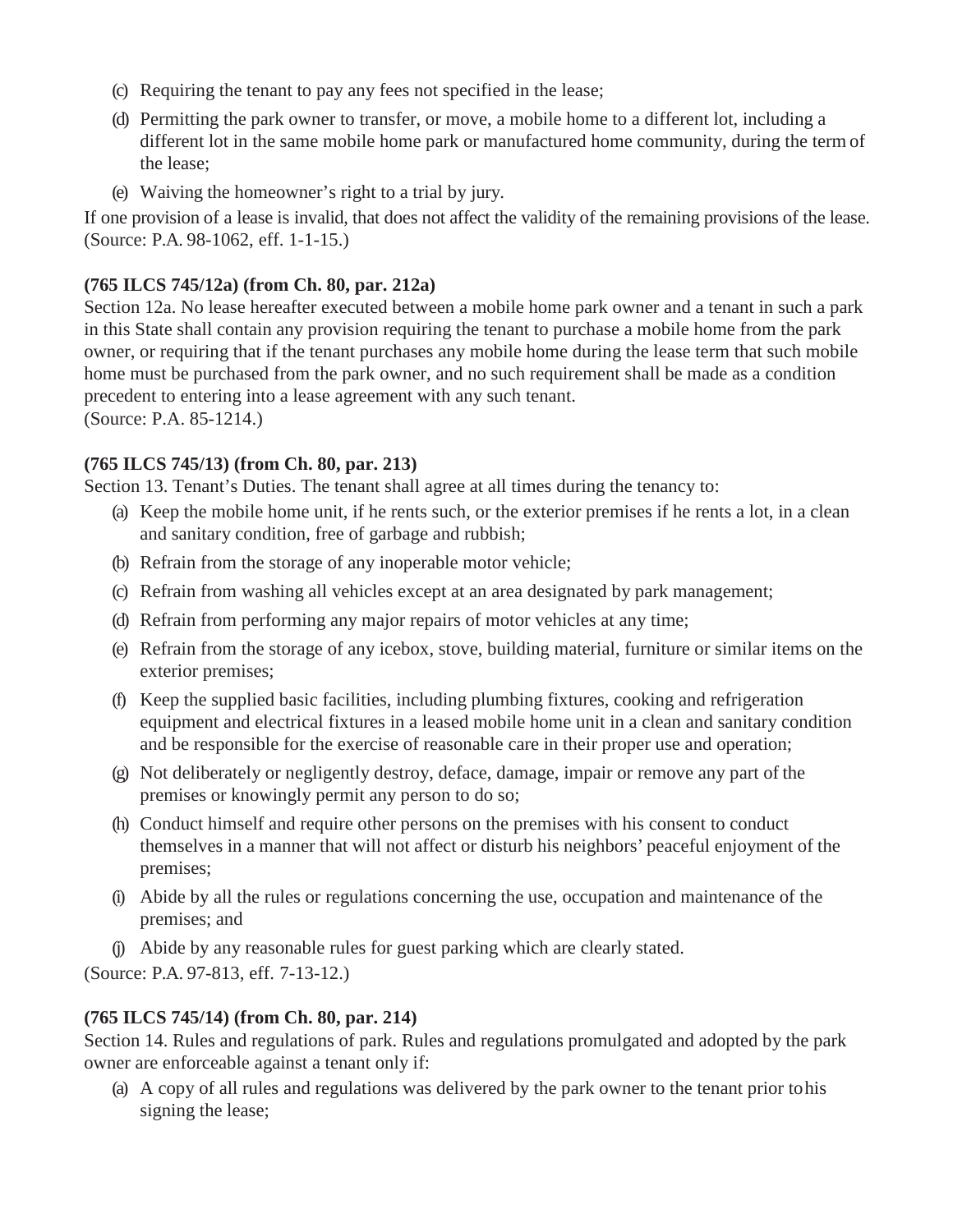(c) Requiring the tenant to pay any fees not specified in the lease;

(d) Permitting the park owner to transfer, or move, a mobile home to a different lot, including a different lot in the same mobile home park or manufactured home community, during the term of the lease;

(e) Waiving the homeowner's right to a trial by jury.

If one provision of a lease is invalid, that does not affect the validity of the remaining provisions of the lease.
(Source: P.A. 98-1062, eff. 1-1-15.)

**(765 ILCS 745/12a) (from Ch. 80, par. 212a)**
Section 12a. No lease hereafter executed between a mobile home park owner and a tenant in such a park in this State shall contain any provision requiring the tenant to purchase a mobile home from the park owner, or requiring that if the tenant purchases any mobile home during the lease term that such mobile home must be purchased from the park owner, and no such requirement shall be made as a condition precedent to entering into a lease agreement with any such tenant.
(Source: P.A. 85-1214.)

**(765 ILCS 745/13) (from Ch. 80, par. 213)**
Section 13. Tenant's Duties. The tenant shall agree at all times during the tenancy to:

(a) Keep the mobile home unit, if he rents such, or the exterior premises if he rents a lot, in a clean and sanitary condition, free of garbage and rubbish;

(b) Refrain from the storage of any inoperable motor vehicle;

(c) Refrain from washing all vehicles except at an area designated by park management;

(d) Refrain from performing any major repairs of motor vehicles at any time;

(e) Refrain from the storage of any icebox, stove, building material, furniture or similar items on the exterior premises;

(f) Keep the supplied basic facilities, including plumbing fixtures, cooking and refrigeration equipment and electrical fixtures in a leased mobile home unit in a clean and sanitary condition and be responsible for the exercise of reasonable care in their proper use and operation;

(g) Not deliberately or negligently destroy, deface, damage, impair or remove any part of the premises or knowingly permit any person to do so;

(h) Conduct himself and require other persons on the premises with his consent to conduct themselves in a manner that will not affect or disturb his neighbors' peaceful enjoyment of the premises;

(i) Abide by all the rules or regulations concerning the use, occupation and maintenance of the premises; and

(j) Abide by any reasonable rules for guest parking which are clearly stated.

(Source: P.A. 97-813, eff. 7-13-12.)

**(765 ILCS 745/14) (from Ch. 80, par. 214)**
Section 14. Rules and regulations of park. Rules and regulations promulgated and adopted by the park owner are enforceable against a tenant only if:

(a) A copy of all rules and regulations was delivered by the park owner to the tenant prior to his signing the lease;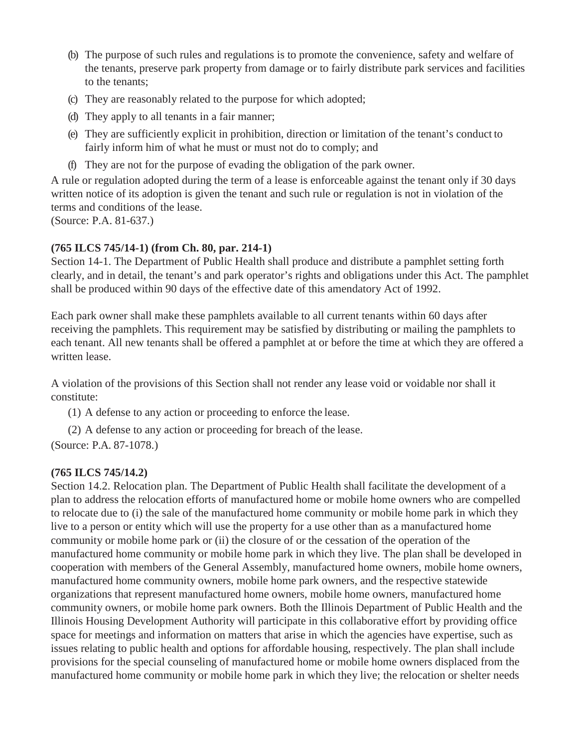(b) The purpose of such rules and regulations is to promote the convenience, safety and welfare of the tenants, preserve park property from damage or to fairly distribute park services and facilities to the tenants;

(c) They are reasonably related to the purpose for which adopted;

(d) They apply to all tenants in a fair manner;

(e) They are sufficiently explicit in prohibition, direction or limitation of the tenant's conduct to fairly inform him of what he must or must not do to comply; and

(f) They are not for the purpose of evading the obligation of the park owner.

A rule or regulation adopted during the term of a lease is enforceable against the tenant only if 30 days written notice of its adoption is given the tenant and such rule or regulation is not in violation of the terms and conditions of the lease.
(Source: P.A. 81-637.)

**(765 ILCS 745/14-1) (from Ch. 80, par. 214-1)**
Section 14-1. The Department of Public Health shall produce and distribute a pamphlet setting forth clearly, and in detail, the tenant's and park operator's rights and obligations under this Act. The pamphlet shall be produced within 90 days of the effective date of this amendatory Act of 1992.

Each park owner shall make these pamphlets available to all current tenants within 60 days after receiving the pamphlets. This requirement may be satisfied by distributing or mailing the pamphlets to each tenant. All new tenants shall be offered a pamphlet at or before the time at which they are offered a written lease.

A violation of the provisions of this Section shall not render any lease void or voidable nor shall it constitute:

(1) A defense to any action or proceeding to enforce the lease.

(2) A defense to any action or proceeding for breach of the lease.

(Source: P.A. 87-1078.)

**(765 ILCS 745/14.2)**
Section 14.2. Relocation plan. The Department of Public Health shall facilitate the development of a plan to address the relocation efforts of manufactured home or mobile home owners who are compelled to relocate due to (i) the sale of the manufactured home community or mobile home park in which they live to a person or entity which will use the property for a use other than as a manufactured home community or mobile home park or (ii) the closure of or the cessation of the operation of the manufactured home community or mobile home park in which they live. The plan shall be developed in cooperation with members of the General Assembly, manufactured home owners, mobile home owners, manufactured home community owners, mobile home park owners, and the respective statewide organizations that represent manufactured home owners, mobile home owners, manufactured home community owners, or mobile home park owners. Both the Illinois Department of Public Health and the Illinois Housing Development Authority will participate in this collaborative effort by providing office space for meetings and information on matters that arise in which the agencies have expertise, such as issues relating to public health and options for affordable housing, respectively. The plan shall include provisions for the special counseling of manufactured home or mobile home owners displaced from the manufactured home community or mobile home park in which they live; the relocation or shelter needs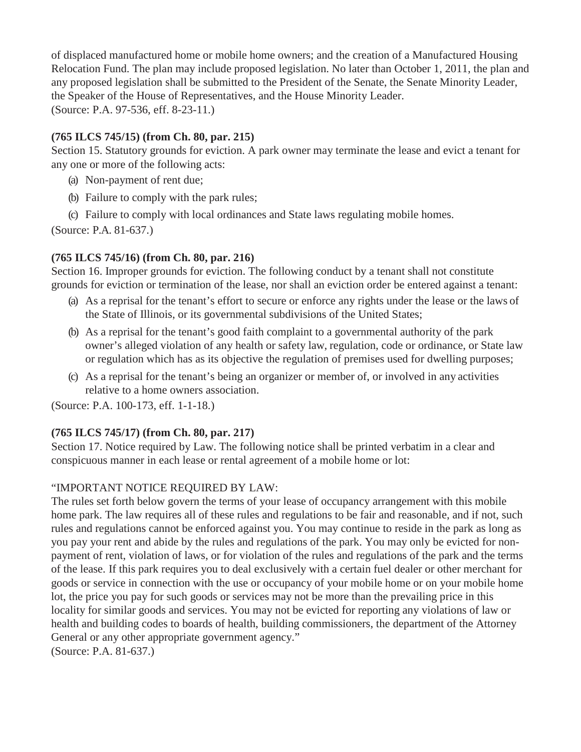of displaced manufactured home or mobile home owners; and the creation of a Manufactured Housing Relocation Fund. The plan may include proposed legislation. No later than October 1, 2011, the plan and any proposed legislation shall be submitted to the President of the Senate, the Senate Minority Leader, the Speaker of the House of Representatives, and the House Minority Leader.
(Source: P.A. 97-536, eff. 8-23-11.)

**(765 ILCS 745/15) (from Ch. 80, par. 215)**
Section 15. Statutory grounds for eviction. A park owner may terminate the lease and evict a tenant for any one or more of the following acts:

(a) Non-payment of rent due;

(b) Failure to comply with the park rules;

(c) Failure to comply with local ordinances and State laws regulating mobile homes.

(Source: P.A. 81-637.)

**(765 ILCS 745/16) (from Ch. 80, par. 216)**
Section 16. Improper grounds for eviction. The following conduct by a tenant shall not constitute grounds for eviction or termination of the lease, nor shall an eviction order be entered against a tenant:

(a) As a reprisal for the tenant's effort to secure or enforce any rights under the lease or the laws of the State of Illinois, or its governmental subdivisions of the United States;

(b) As a reprisal for the tenant's good faith complaint to a governmental authority of the park owner's alleged violation of any health or safety law, regulation, code or ordinance, or State law or regulation which has as its objective the regulation of premises used for dwelling purposes;

(c) As a reprisal for the tenant's being an organizer or member of, or involved in any activities relative to a home owners association.

(Source: P.A. 100-173, eff. 1-1-18.)

**(765 ILCS 745/17) (from Ch. 80, par. 217)**
Section 17. Notice required by Law. The following notice shall be printed verbatim in a clear and conspicuous manner in each lease or rental agreement of a mobile home or lot:

"IMPORTANT NOTICE REQUIRED BY LAW:
The rules set forth below govern the terms of your lease of occupancy arrangement with this mobile home park. The law requires all of these rules and regulations to be fair and reasonable, and if not, such rules and regulations cannot be enforced against you. You may continue to reside in the park as long as you pay your rent and abide by the rules and regulations of the park. You may only be evicted for non-payment of rent, violation of laws, or for violation of the rules and regulations of the park and the terms of the lease. If this park requires you to deal exclusively with a certain fuel dealer or other merchant for goods or service in connection with the use or occupancy of your mobile home or on your mobile home lot, the price you pay for such goods or services may not be more than the prevailing price in this locality for similar goods and services. You may not be evicted for reporting any violations of law or health and building codes to boards of health, building commissioners, the department of the Attorney General or any other appropriate government agency."
(Source: P.A. 81-637.)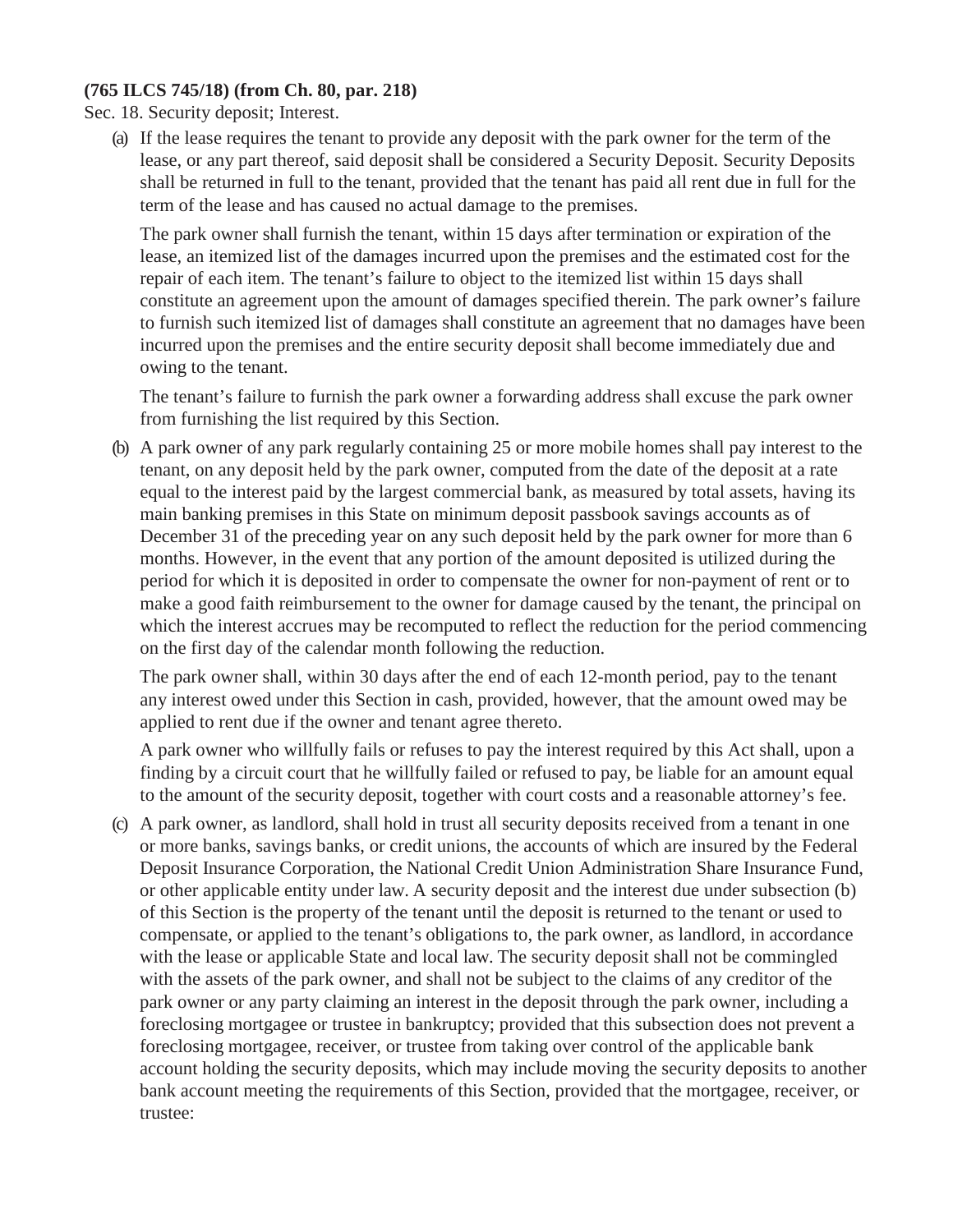**(765 ILCS 745/18) (from Ch. 80, par. 218)**

Sec. 18. Security deposit; Interest.

(a) If the lease requires the tenant to provide any deposit with the park owner for the term of the lease, or any part thereof, said deposit shall be considered a Security Deposit. Security Deposits shall be returned in full to the tenant, provided that the tenant has paid all rent due in full for the term of the lease and has caused no actual damage to the premises.

The park owner shall furnish the tenant, within 15 days after termination or expiration of the lease, an itemized list of the damages incurred upon the premises and the estimated cost for the repair of each item. The tenant's failure to object to the itemized list within 15 days shall constitute an agreement upon the amount of damages specified therein. The park owner's failure to furnish such itemized list of damages shall constitute an agreement that no damages have been incurred upon the premises and the entire security deposit shall become immediately due and owing to the tenant.

The tenant's failure to furnish the park owner a forwarding address shall excuse the park owner from furnishing the list required by this Section.

(b) A park owner of any park regularly containing 25 or more mobile homes shall pay interest to the tenant, on any deposit held by the park owner, computed from the date of the deposit at a rate equal to the interest paid by the largest commercial bank, as measured by total assets, having its main banking premises in this State on minimum deposit passbook savings accounts as of December 31 of the preceding year on any such deposit held by the park owner for more than 6 months. However, in the event that any portion of the amount deposited is utilized during the period for which it is deposited in order to compensate the owner for non-payment of rent or to make a good faith reimbursement to the owner for damage caused by the tenant, the principal on which the interest accrues may be recomputed to reflect the reduction for the period commencing on the first day of the calendar month following the reduction.

The park owner shall, within 30 days after the end of each 12-month period, pay to the tenant any interest owed under this Section in cash, provided, however, that the amount owed may be applied to rent due if the owner and tenant agree thereto.

A park owner who willfully fails or refuses to pay the interest required by this Act shall, upon a finding by a circuit court that he willfully failed or refused to pay, be liable for an amount equal to the amount of the security deposit, together with court costs and a reasonable attorney's fee.

(c) A park owner, as landlord, shall hold in trust all security deposits received from a tenant in one or more banks, savings banks, or credit unions, the accounts of which are insured by the Federal Deposit Insurance Corporation, the National Credit Union Administration Share Insurance Fund, or other applicable entity under law. A security deposit and the interest due under subsection (b) of this Section is the property of the tenant until the deposit is returned to the tenant or used to compensate, or applied to the tenant's obligations to, the park owner, as landlord, in accordance with the lease or applicable State and local law. The security deposit shall not be commingled with the assets of the park owner, and shall not be subject to the claims of any creditor of the park owner or any party claiming an interest in the deposit through the park owner, including a foreclosing mortgagee or trustee in bankruptcy; provided that this subsection does not prevent a foreclosing mortgagee, receiver, or trustee from taking over control of the applicable bank account holding the security deposits, which may include moving the security deposits to another bank account meeting the requirements of this Section, provided that the mortgagee, receiver, or trustee: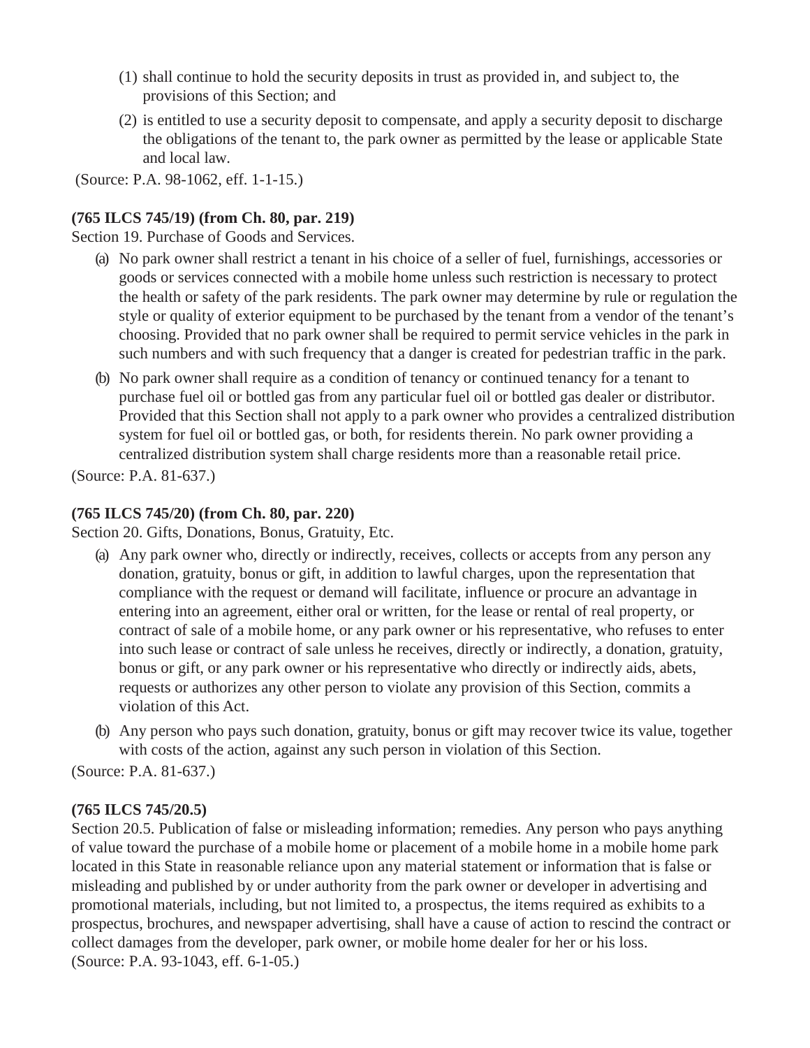(1) shall continue to hold the security deposits in trust as provided in, and subject to, the provisions of this Section; and

(2) is entitled to use a security deposit to compensate, and apply a security deposit to discharge the obligations of the tenant to, the park owner as permitted by the lease or applicable State and local law.

(Source: P.A. 98-1062, eff. 1-1-15.)

**(765 ILCS 745/19) (from Ch. 80, par. 219)**

Section 19. Purchase of Goods and Services.

(a) No park owner shall restrict a tenant in his choice of a seller of fuel, furnishings, accessories or goods or services connected with a mobile home unless such restriction is necessary to protect the health or safety of the park residents. The park owner may determine by rule or regulation the style or quality of exterior equipment to be purchased by the tenant from a vendor of the tenant's choosing. Provided that no park owner shall be required to permit service vehicles in the park in such numbers and with such frequency that a danger is created for pedestrian traffic in the park.

(b) No park owner shall require as a condition of tenancy or continued tenancy for a tenant to purchase fuel oil or bottled gas from any particular fuel oil or bottled gas dealer or distributor. Provided that this Section shall not apply to a park owner who provides a centralized distribution system for fuel oil or bottled gas, or both, for residents therein. No park owner providing a centralized distribution system shall charge residents more than a reasonable retail price.

(Source: P.A. 81-637.)

**(765 ILCS 745/20) (from Ch. 80, par. 220)**

Section 20. Gifts, Donations, Bonus, Gratuity, Etc.

(a) Any park owner who, directly or indirectly, receives, collects or accepts from any person any donation, gratuity, bonus or gift, in addition to lawful charges, upon the representation that compliance with the request or demand will facilitate, influence or procure an advantage in entering into an agreement, either oral or written, for the lease or rental of real property, or contract of sale of a mobile home, or any park owner or his representative, who refuses to enter into such lease or contract of sale unless he receives, directly or indirectly, a donation, gratuity, bonus or gift, or any park owner or his representative who directly or indirectly aids, abets, requests or authorizes any other person to violate any provision of this Section, commits a violation of this Act.

(b) Any person who pays such donation, gratuity, bonus or gift may recover twice its value, together with costs of the action, against any such person in violation of this Section.

(Source: P.A. 81-637.)

**(765 ILCS 745/20.5)**

Section 20.5. Publication of false or misleading information; remedies. Any person who pays anything of value toward the purchase of a mobile home or placement of a mobile home in a mobile home park located in this State in reasonable reliance upon any material statement or information that is false or misleading and published by or under authority from the park owner or developer in advertising and promotional materials, including, but not limited to, a prospectus, the items required as exhibits to a prospectus, brochures, and newspaper advertising, shall have a cause of action to rescind the contract or collect damages from the developer, park owner, or mobile home dealer for her or his loss.
(Source: P.A. 93-1043, eff. 6-1-05.)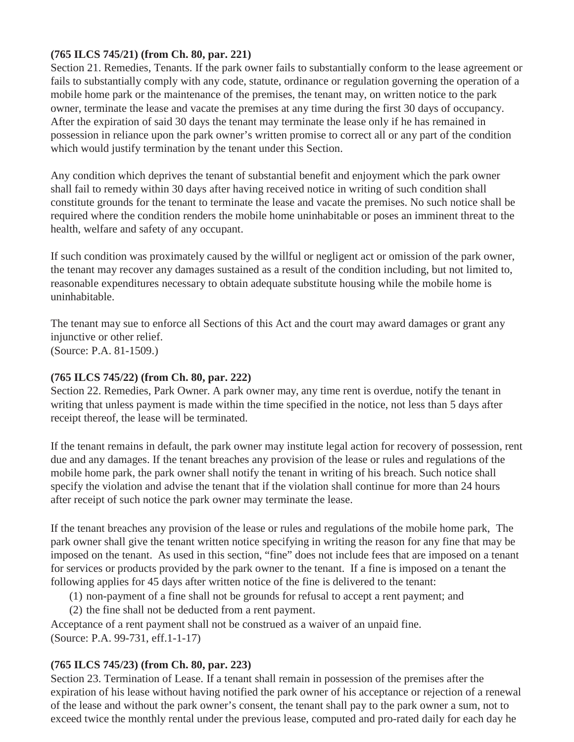**(765 ILCS 745/21) (from Ch. 80, par. 221)**

Section 21. Remedies, Tenants. If the park owner fails to substantially conform to the lease agreement or fails to substantially comply with any code, statute, ordinance or regulation governing the operation of a mobile home park or the maintenance of the premises, the tenant may, on written notice to the park owner, terminate the lease and vacate the premises at any time during the first 30 days of occupancy. After the expiration of said 30 days the tenant may terminate the lease only if he has remained in possession in reliance upon the park owner's written promise to correct all or any part of the condition which would justify termination by the tenant under this Section.

Any condition which deprives the tenant of substantial benefit and enjoyment which the park owner shall fail to remedy within 30 days after having received notice in writing of such condition shall constitute grounds for the tenant to terminate the lease and vacate the premises. No such notice shall be required where the condition renders the mobile home uninhabitable or poses an imminent threat to the health, welfare and safety of any occupant.

If such condition was proximately caused by the willful or negligent act or omission of the park owner, the tenant may recover any damages sustained as a result of the condition including, but not limited to, reasonable expenditures necessary to obtain adequate substitute housing while the mobile home is uninhabitable.

The tenant may sue to enforce all Sections of this Act and the court may award damages or grant any injunctive or other relief.
(Source: P.A. 81-1509.)

**(765 ILCS 745/22) (from Ch. 80, par. 222)**

Section 22. Remedies, Park Owner. A park owner may, any time rent is overdue, notify the tenant in writing that unless payment is made within the time specified in the notice, not less than 5 days after receipt thereof, the lease will be terminated.

If the tenant remains in default, the park owner may institute legal action for recovery of possession, rent due and any damages. If the tenant breaches any provision of the lease or rules and regulations of the mobile home park, the park owner shall notify the tenant in writing of his breach. Such notice shall specify the violation and advise the tenant that if the violation shall continue for more than 24 hours after receipt of such notice the park owner may terminate the lease.

If the tenant breaches any provision of the lease or rules and regulations of the mobile home park, The park owner shall give the tenant written notice specifying in writing the reason for any fine that may be imposed on the tenant. As used in this section, "fine" does not include fees that are imposed on a tenant for services or products provided by the park owner to the tenant. If a fine is imposed on a tenant the following applies for 45 days after written notice of the fine is delivered to the tenant:

(1) non-payment of a fine shall not be grounds for refusal to accept a rent payment; and

(2) the fine shall not be deducted from a rent payment.

Acceptance of a rent payment shall not be construed as a waiver of an unpaid fine.
(Source: P.A. 99-731, eff.1-1-17)

**(765 ILCS 745/23) (from Ch. 80, par. 223)**

Section 23. Termination of Lease. If a tenant shall remain in possession of the premises after the expiration of his lease without having notified the park owner of his acceptance or rejection of a renewal of the lease and without the park owner's consent, the tenant shall pay to the park owner a sum, not to exceed twice the monthly rental under the previous lease, computed and pro-rated daily for each day he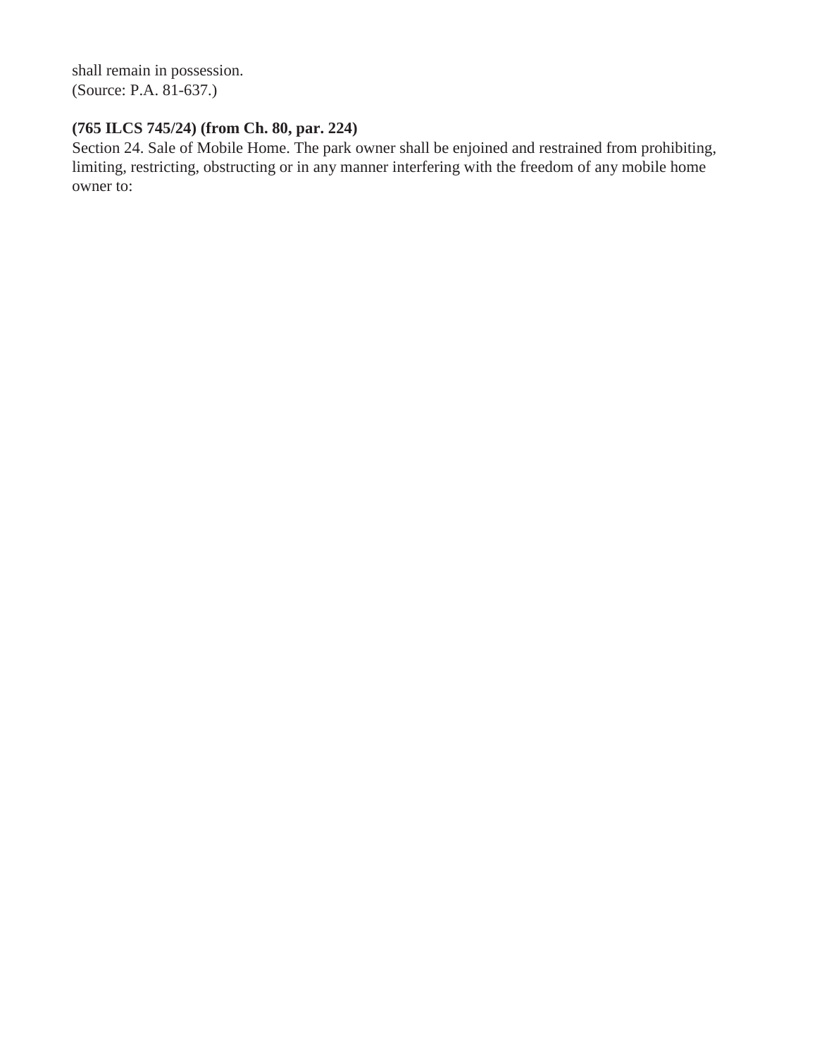shall remain in possession.
(Source: P.A. 81-637.)

**(765 ILCS 745/24) (from Ch. 80, par. 224)**
Section 24. Sale of Mobile Home. The park owner shall be enjoined and restrained from prohibiting, limiting, restricting, obstructing or in any manner interfering with the freedom of any mobile home owner to: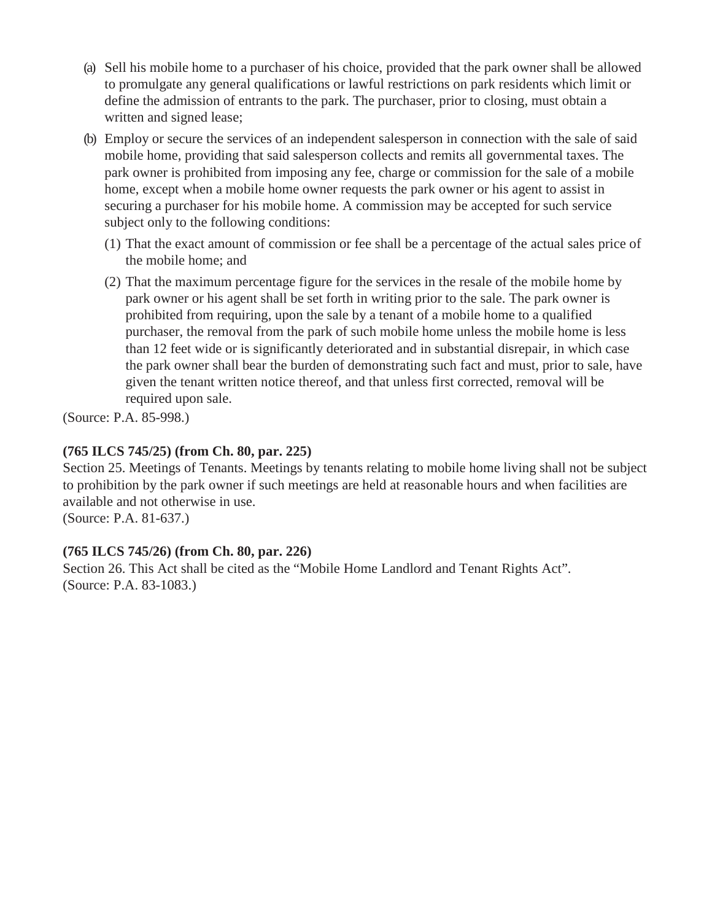(a) Sell his mobile home to a purchaser of his choice, provided that the park owner shall be allowed to promulgate any general qualifications or lawful restrictions on park residents which limit or define the admission of entrants to the park. The purchaser, prior to closing, must obtain a written and signed lease;

(b) Employ or secure the services of an independent salesperson in connection with the sale of said mobile home, providing that said salesperson collects and remits all governmental taxes. The park owner is prohibited from imposing any fee, charge or commission for the sale of a mobile home, except when a mobile home owner requests the park owner or his agent to assist in securing a purchaser for his mobile home. A commission may be accepted for such service subject only to the following conditions:

   (1) That the exact amount of commission or fee shall be a percentage of the actual sales price of the mobile home; and

   (2) That the maximum percentage figure for the services in the resale of the mobile home by park owner or his agent shall be set forth in writing prior to the sale. The park owner is prohibited from requiring, upon the sale by a tenant of a mobile home to a qualified purchaser, the removal from the park of such mobile home unless the mobile home is less than 12 feet wide or is significantly deteriorated and in substantial disrepair, in which case the park owner shall bear the burden of demonstrating such fact and must, prior to sale, have given the tenant written notice thereof, and that unless first corrected, removal will be required upon sale.

(Source: P.A. 85-998.)

**(765 ILCS 745/25) (from Ch. 80, par. 225)**
Section 25. Meetings of Tenants. Meetings by tenants relating to mobile home living shall not be subject to prohibition by the park owner if such meetings are held at reasonable hours and when facilities are available and not otherwise in use.
(Source: P.A. 81-637.)

**(765 ILCS 745/26) (from Ch. 80, par. 226)**
Section 26. This Act shall be cited as the "Mobile Home Landlord and Tenant Rights Act".
(Source: P.A. 83-1083.)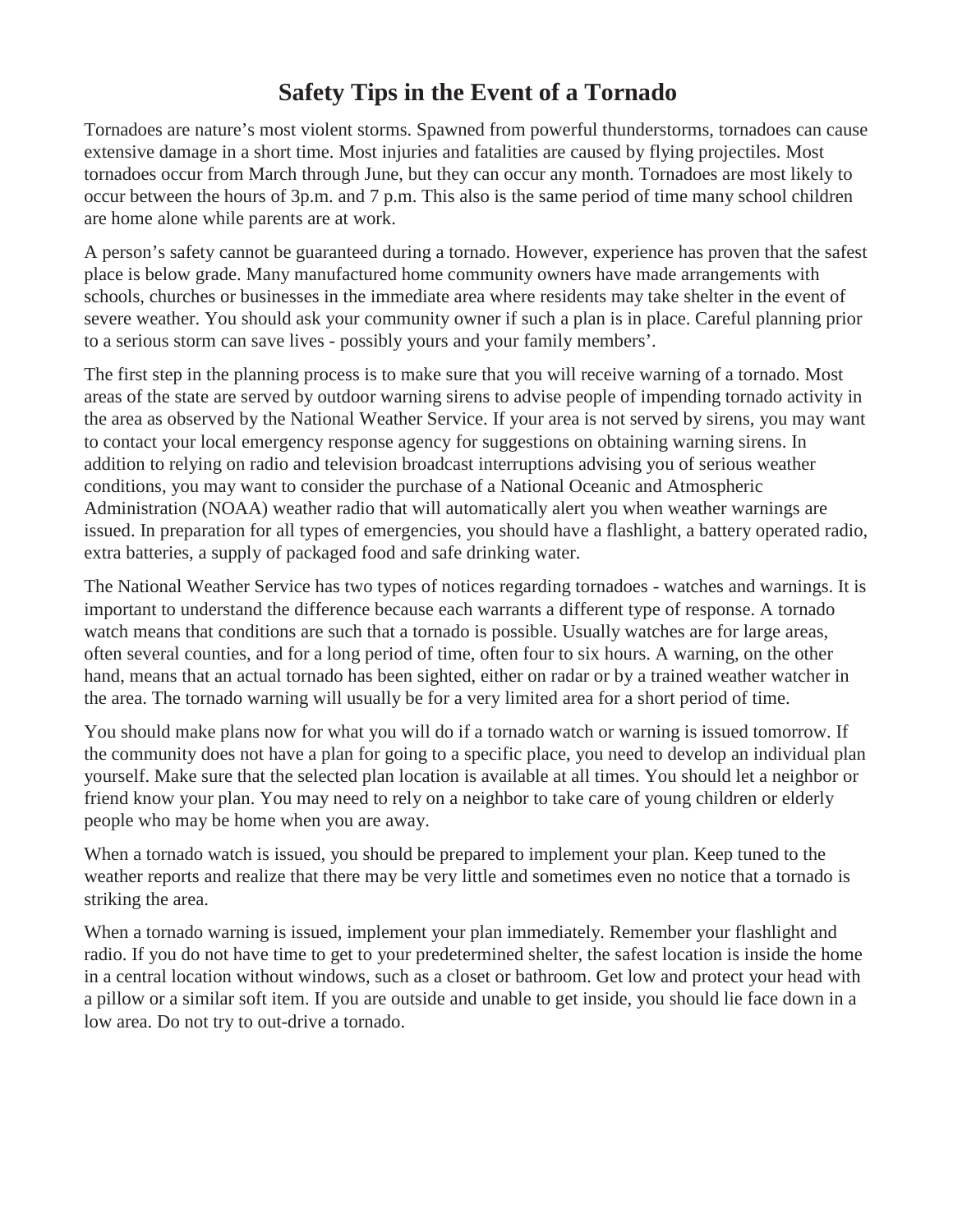# Safety Tips in the Event of a Tornado

Tornadoes are nature's most violent storms. Spawned from powerful thunderstorms, tornadoes can cause extensive damage in a short time. Most injuries and fatalities are caused by flying projectiles. Most tornadoes occur from March through June, but they can occur any month. Tornadoes are most likely to occur between the hours of 3p.m. and 7 p.m. This also is the same period of time many school children are home alone while parents are at work.

A person's safety cannot be guaranteed during a tornado. However, experience has proven that the safest place is below grade. Many manufactured home community owners have made arrangements with schools, churches or businesses in the immediate area where residents may take shelter in the event of severe weather. You should ask your community owner if such a plan is in place. Careful planning prior to a serious storm can save lives - possibly yours and your family members'.

The first step in the planning process is to make sure that you will receive warning of a tornado. Most areas of the state are served by outdoor warning sirens to advise people of impending tornado activity in the area as observed by the National Weather Service. If your area is not served by sirens, you may want to contact your local emergency response agency for suggestions on obtaining warning sirens. In addition to relying on radio and television broadcast interruptions advising you of serious weather conditions, you may want to consider the purchase of a National Oceanic and Atmospheric Administration (NOAA) weather radio that will automatically alert you when weather warnings are issued. In preparation for all types of emergencies, you should have a flashlight, a battery operated radio, extra batteries, a supply of packaged food and safe drinking water.

The National Weather Service has two types of notices regarding tornadoes - watches and warnings. It is important to understand the difference because each warrants a different type of response. A tornado watch means that conditions are such that a tornado is possible. Usually watches are for large areas, often several counties, and for a long period of time, often four to six hours. A warning, on the other hand, means that an actual tornado has been sighted, either on radar or by a trained weather watcher in the area. The tornado warning will usually be for a very limited area for a short period of time.

You should make plans now for what you will do if a tornado watch or warning is issued tomorrow. If the community does not have a plan for going to a specific place, you need to develop an individual plan yourself. Make sure that the selected plan location is available at all times. You should let a neighbor or friend know your plan. You may need to rely on a neighbor to take care of young children or elderly people who may be home when you are away.

When a tornado watch is issued, you should be prepared to implement your plan. Keep tuned to the weather reports and realize that there may be very little and sometimes even no notice that a tornado is striking the area.

When a tornado warning is issued, implement your plan immediately. Remember your flashlight and radio. If you do not have time to get to your predetermined shelter, the safest location is inside the home in a central location without windows, such as a closet or bathroom. Get low and protect your head with a pillow or a similar soft item. If you are outside and unable to get inside, you should lie face down in a low area. Do not try to out-drive a tornado.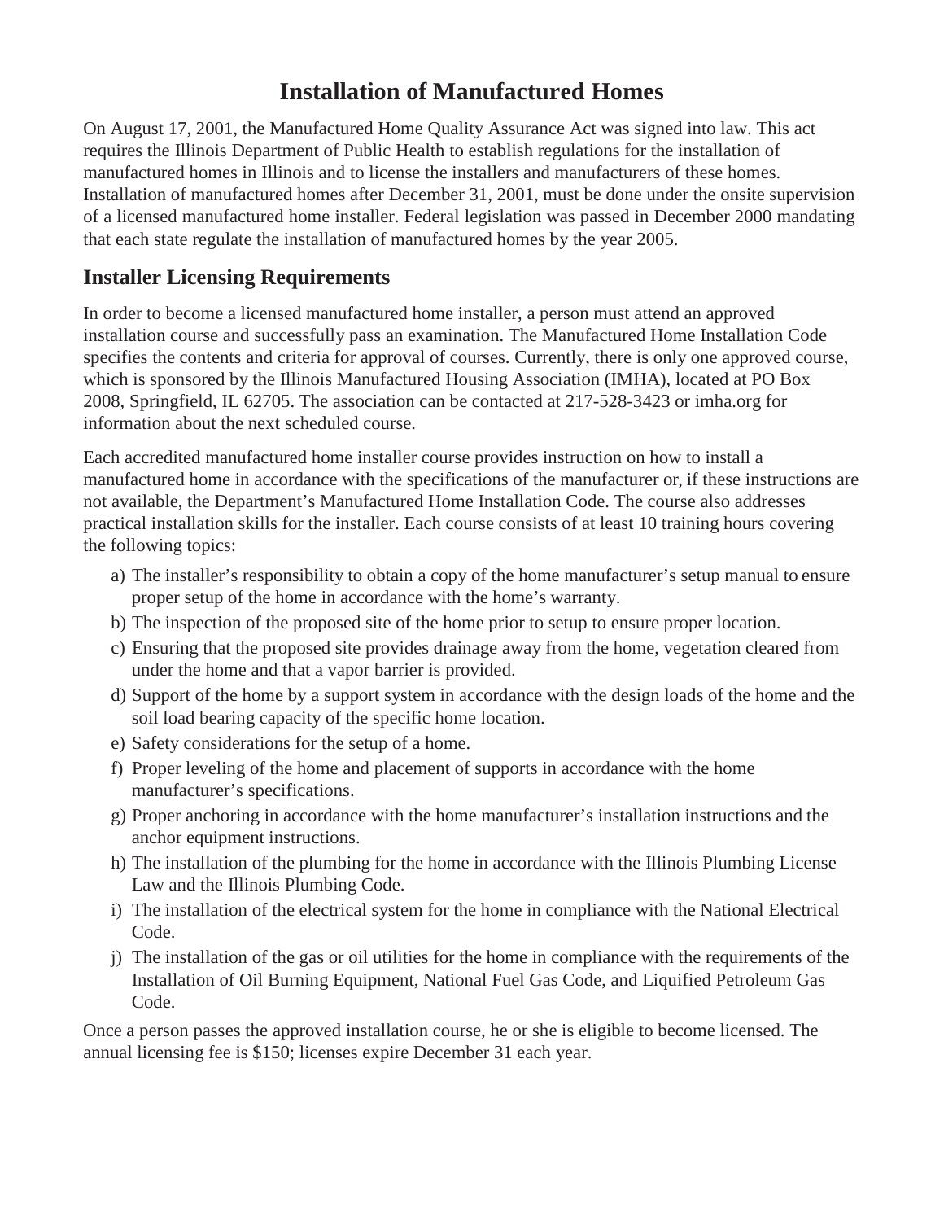# Installation of Manufactured Homes

On August 17, 2001, the Manufactured Home Quality Assurance Act was signed into law. This act requires the Illinois Department of Public Health to establish regulations for the installation of manufactured homes in Illinois and to license the installers and manufacturers of these homes. Installation of manufactured homes after December 31, 2001, must be done under the onsite supervision of a licensed manufactured home installer. Federal legislation was passed in December 2000 mandating that each state regulate the installation of manufactured homes by the year 2005.

## Installer Licensing Requirements

In order to become a licensed manufactured home installer, a person must attend an approved installation course and successfully pass an examination. The Manufactured Home Installation Code specifies the contents and criteria for approval of courses. Currently, there is only one approved course, which is sponsored by the Illinois Manufactured Housing Association (IMHA), located at PO Box 2008, Springfield, IL 62705. The association can be contacted at 217-528-3423 or imha.org for information about the next scheduled course.

Each accredited manufactured home installer course provides instruction on how to install a manufactured home in accordance with the specifications of the manufacturer or, if these instructions are not available, the Department's Manufactured Home Installation Code. The course also addresses practical installation skills for the installer. Each course consists of at least 10 training hours covering the following topics:

a) The installer's responsibility to obtain a copy of the home manufacturer's setup manual to ensure proper setup of the home in accordance with the home's warranty.
b) The inspection of the proposed site of the home prior to setup to ensure proper location.
c) Ensuring that the proposed site provides drainage away from the home, vegetation cleared from under the home and that a vapor barrier is provided.
d) Support of the home by a support system in accordance with the design loads of the home and the soil load bearing capacity of the specific home location.
e) Safety considerations for the setup of a home.
f) Proper leveling of the home and placement of supports in accordance with the home manufacturer's specifications.
g) Proper anchoring in accordance with the home manufacturer's installation instructions and the anchor equipment instructions.
h) The installation of the plumbing for the home in accordance with the Illinois Plumbing License Law and the Illinois Plumbing Code.
i) The installation of the electrical system for the home in compliance with the National Electrical Code.
j) The installation of the gas or oil utilities for the home in compliance with the requirements of the Installation of Oil Burning Equipment, National Fuel Gas Code, and Liquified Petroleum Gas Code.

Once a person passes the approved installation course, he or she is eligible to become licensed. The annual licensing fee is $150; licenses expire December 31 each year.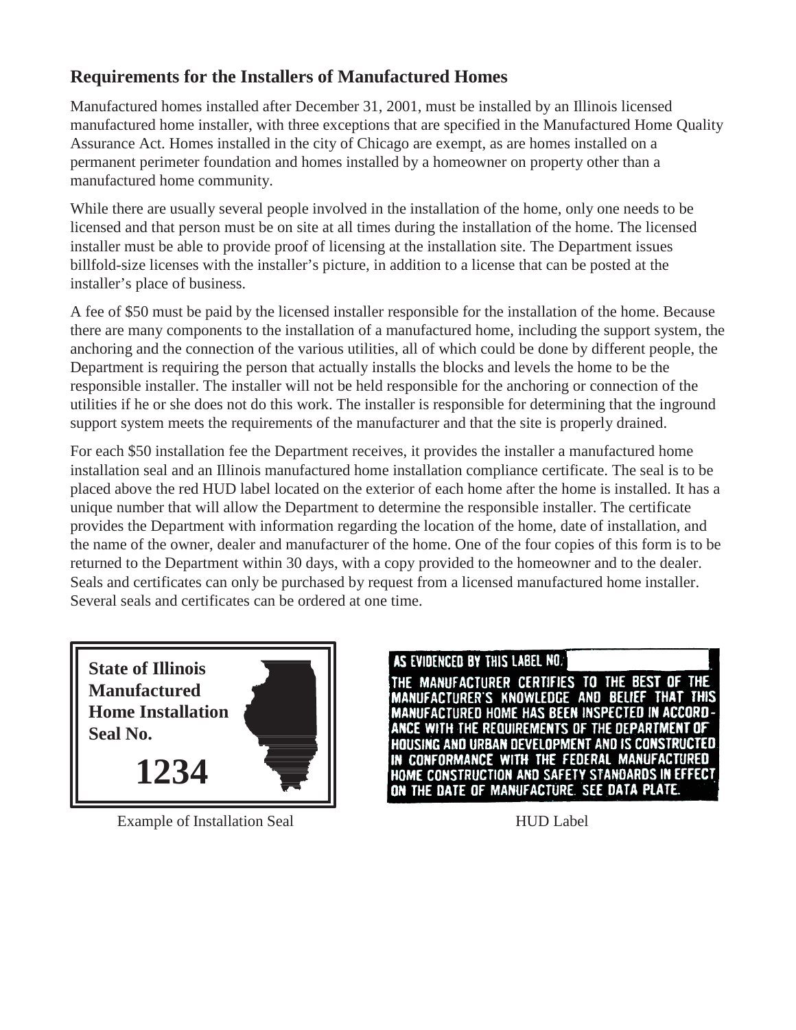## Requirements for the Installers of Manufactured Homes

Manufactured homes installed after December 31, 2001, must be installed by an Illinois licensed manufactured home installer, with three exceptions that are specified in the Manufactured Home Quality Assurance Act. Homes installed in the city of Chicago are exempt, as are homes installed on a permanent perimeter foundation and homes installed by a homeowner on property other than a manufactured home community.

While there are usually several people involved in the installation of the home, only one needs to be licensed and that person must be on site at all times during the installation of the home. The licensed installer must be able to provide proof of licensing at the installation site. The Department issues billfold-size licenses with the installer's picture, in addition to a license that can be posted at the installer's place of business.

A fee of $50 must be paid by the licensed installer responsible for the installation of the home. Because there are many components to the installation of a manufactured home, including the support system, the anchoring and the connection of the various utilities, all of which could be done by different people, the Department is requiring the person that actually installs the blocks and levels the home to be the responsible installer. The installer will not be held responsible for the anchoring or connection of the utilities if he or she does not do this work. The installer is responsible for determining that the inground support system meets the requirements of the manufacturer and that the site is properly drained.

For each $50 installation fee the Department receives, it provides the installer a manufactured home installation seal and an Illinois manufactured home installation compliance certificate. The seal is to be placed above the red HUD label located on the exterior of each home after the home is installed. It has a unique number that will allow the Department to determine the responsible installer. The certificate provides the Department with information regarding the location of the home, date of installation, and the name of the owner, dealer and manufacturer of the home. One of the four copies of this form is to be returned to the Department within 30 days, with a copy provided to the homeowner and to the dealer. Seals and certificates can only be purchased by request from a licensed manufactured home installer. Several seals and certificates can be ordered at one time.

**State of Illinois Manufactured Home Installation Seal No.**

**1234**

Example of Installation Seal

AS EVIDENCED BY THIS LABEL NO.

THE MANUFACTURER CERTIFIES TO THE BEST OF THE MANUFACTURER'S KNOWLEDGE AND BELIEF THAT THIS MANUFACTURED HOME HAS BEEN INSPECTED IN ACCORDANCE WITH THE REQUIREMENTS OF THE DEPARTMENT OF HOUSING AND URBAN DEVELOPMENT AND IS CONSTRUCTED IN CONFORMANCE WITH THE FEDERAL MANUFACTURED HOME CONSTRUCTION AND SAFETY STANDARDS IN EFFECT ON THE DATE OF MANUFACTURE. SEE DATA PLATE.

HUD Label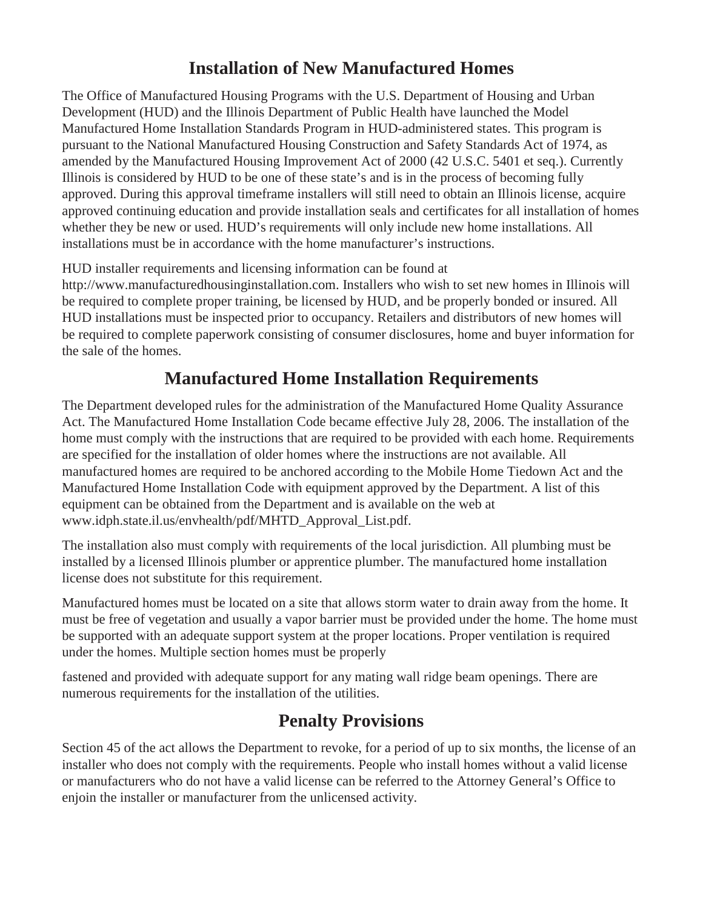## Installation of New Manufactured Homes

The Office of Manufactured Housing Programs with the U.S. Department of Housing and Urban Development (HUD) and the Illinois Department of Public Health have launched the Model Manufactured Home Installation Standards Program in HUD-administered states. This program is pursuant to the National Manufactured Housing Construction and Safety Standards Act of 1974, as amended by the Manufactured Housing Improvement Act of 2000 (42 U.S.C. 5401 et seq.). Currently Illinois is considered by HUD to be one of these state's and is in the process of becoming fully approved. During this approval timeframe installers will still need to obtain an Illinois license, acquire approved continuing education and provide installation seals and certificates for all installation of homes whether they be new or used. HUD's requirements will only include new home installations. All installations must be in accordance with the home manufacturer's instructions.

HUD installer requirements and licensing information can be found at http://www.manufacturedhousinginstallation.com. Installers who wish to set new homes in Illinois will be required to complete proper training, be licensed by HUD, and be properly bonded or insured. All HUD installations must be inspected prior to occupancy. Retailers and distributors of new homes will be required to complete paperwork consisting of consumer disclosures, home and buyer information for the sale of the homes.

## Manufactured Home Installation Requirements

The Department developed rules for the administration of the Manufactured Home Quality Assurance Act. The Manufactured Home Installation Code became effective July 28, 2006. The installation of the home must comply with the instructions that are required to be provided with each home. Requirements are specified for the installation of older homes where the instructions are not available. All manufactured homes are required to be anchored according to the Mobile Home Tiedown Act and the Manufactured Home Installation Code with equipment approved by the Department. A list of this equipment can be obtained from the Department and is available on the web at www.idph.state.il.us/envhealth/pdf/MHTD_Approval_List.pdf.

The installation also must comply with requirements of the local jurisdiction. All plumbing must be installed by a licensed Illinois plumber or apprentice plumber. The manufactured home installation license does not substitute for this requirement.

Manufactured homes must be located on a site that allows storm water to drain away from the home. It must be free of vegetation and usually a vapor barrier must be provided under the home. The home must be supported with an adequate support system at the proper locations. Proper ventilation is required under the homes. Multiple section homes must be properly fastened and provided with adequate support for any mating wall ridge beam openings. There are numerous requirements for the installation of the utilities.

## Penalty Provisions

Section 45 of the act allows the Department to revoke, for a period of up to six months, the license of an installer who does not comply with the requirements. People who install homes without a valid license or manufacturers who do not have a valid license can be referred to the Attorney General's Office to enjoin the installer or manufacturer from the unlicensed activity.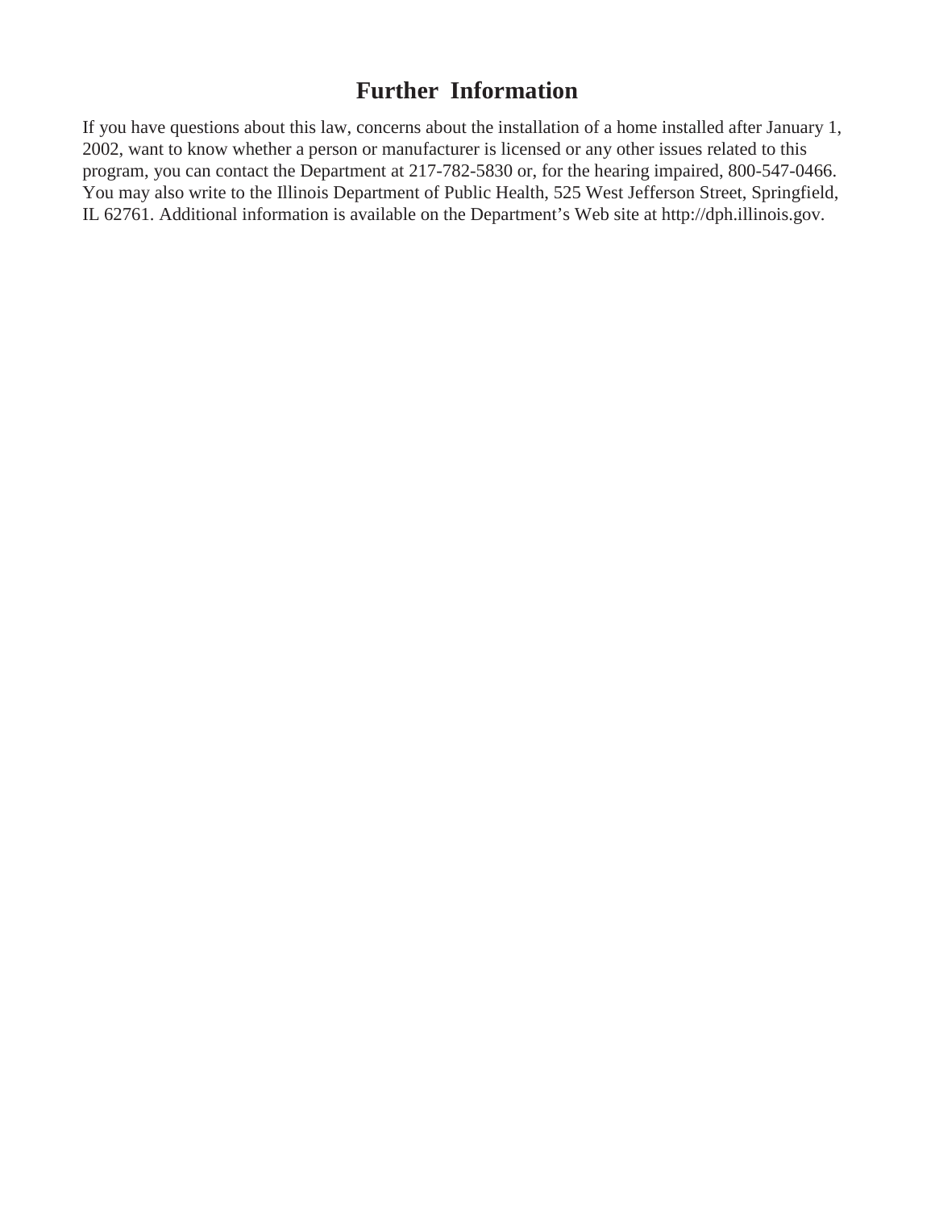## Further Information

If you have questions about this law, concerns about the installation of a home installed after January 1, 2002, want to know whether a person or manufacturer is licensed or any other issues related to this program, you can contact the Department at 217-782-5830 or, for the hearing impaired, 800-547-0466. You may also write to the Illinois Department of Public Health, 525 West Jefferson Street, Springfield, IL 62761. Additional information is available on the Department's Web site at http://dph.illinois.gov.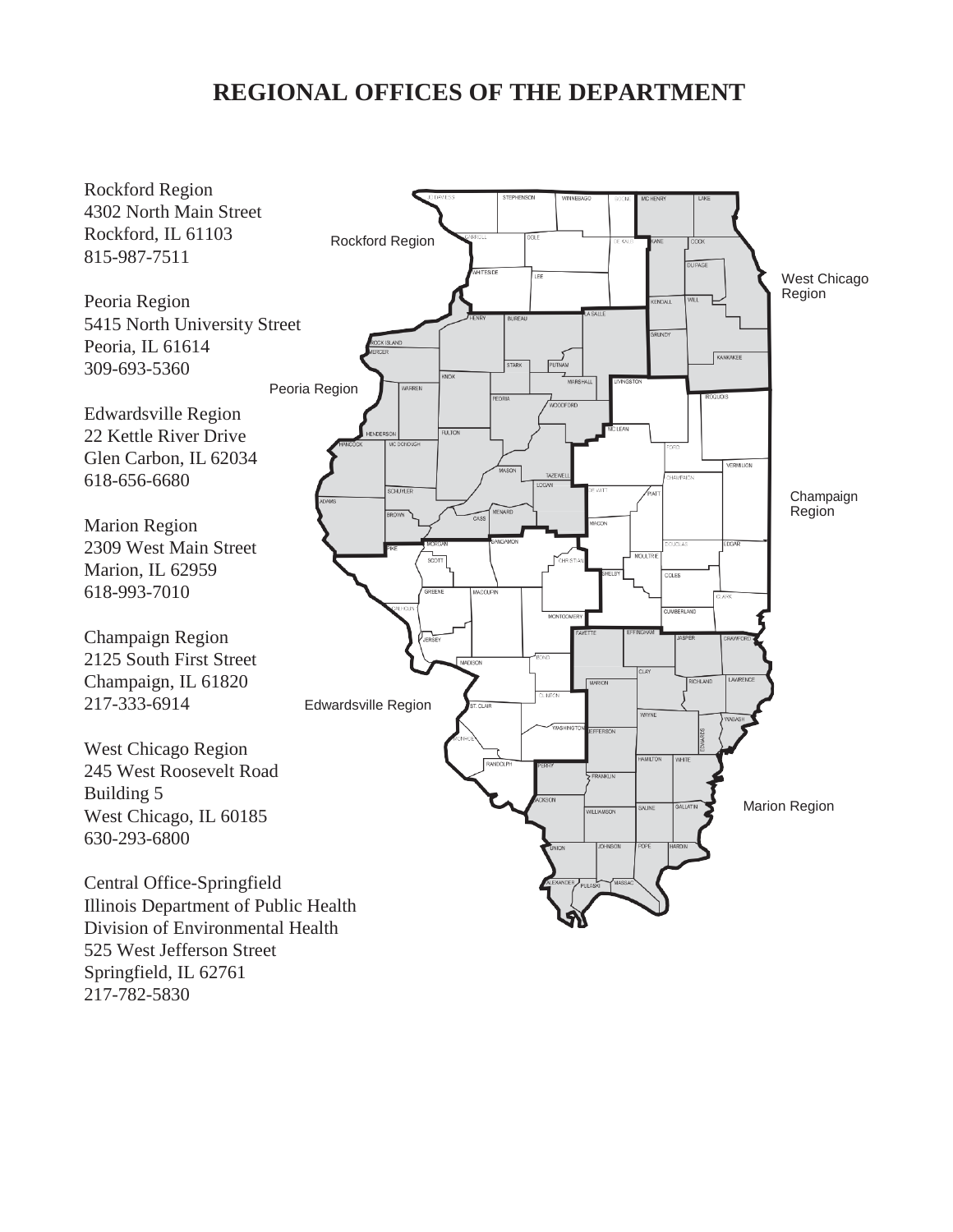# REGIONAL OFFICES OF THE DEPARTMENT

Rockford Region
4302 North Main Street
Rockford, IL 61103
815-987-7511

Peoria Region
5415 North University Street
Peoria, IL 61614
309-693-5360

Edwardsville Region
22 Kettle River Drive
Glen Carbon, IL 62034
618-656-6680

Marion Region
2309 West Main Street
Marion, IL 62959
618-993-7010

Champaign Region
2125 South First Street
Champaign, IL 61820
217-333-6914

West Chicago Region
245 West Roosevelt Road
Building 5
West Chicago, IL 60185
630-293-6800

Central Office-Springfield
Illinois Department of Public Health
Division of Environmental Health
525 West Jefferson Street
Springfield, IL 62761
217-782-5830

Rockford Region

West Chicago Region

Peoria Region

Champaign Region

Edwardsville Region

Marion Region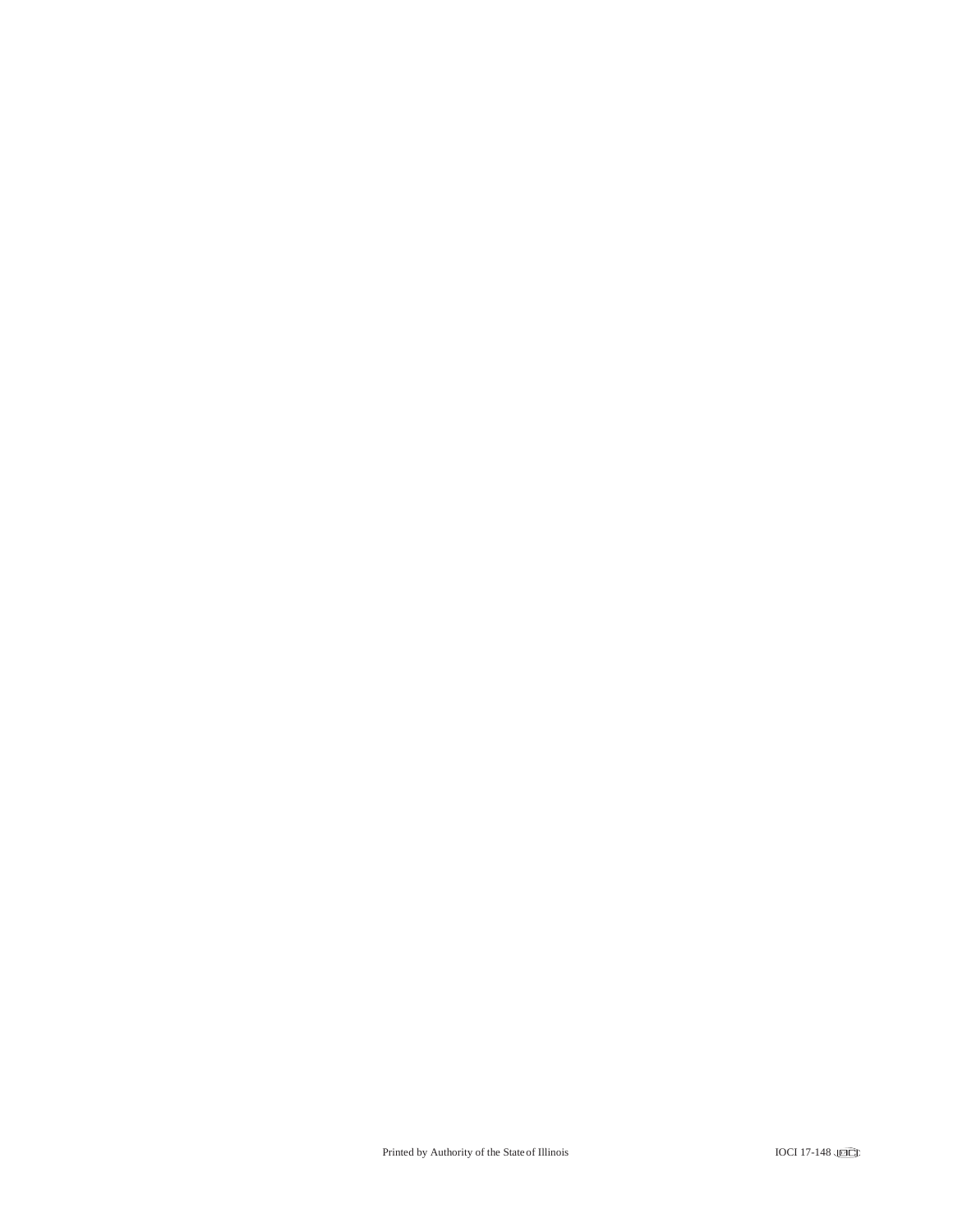Printed by Authority of the State of Illinois IOCI 17-148